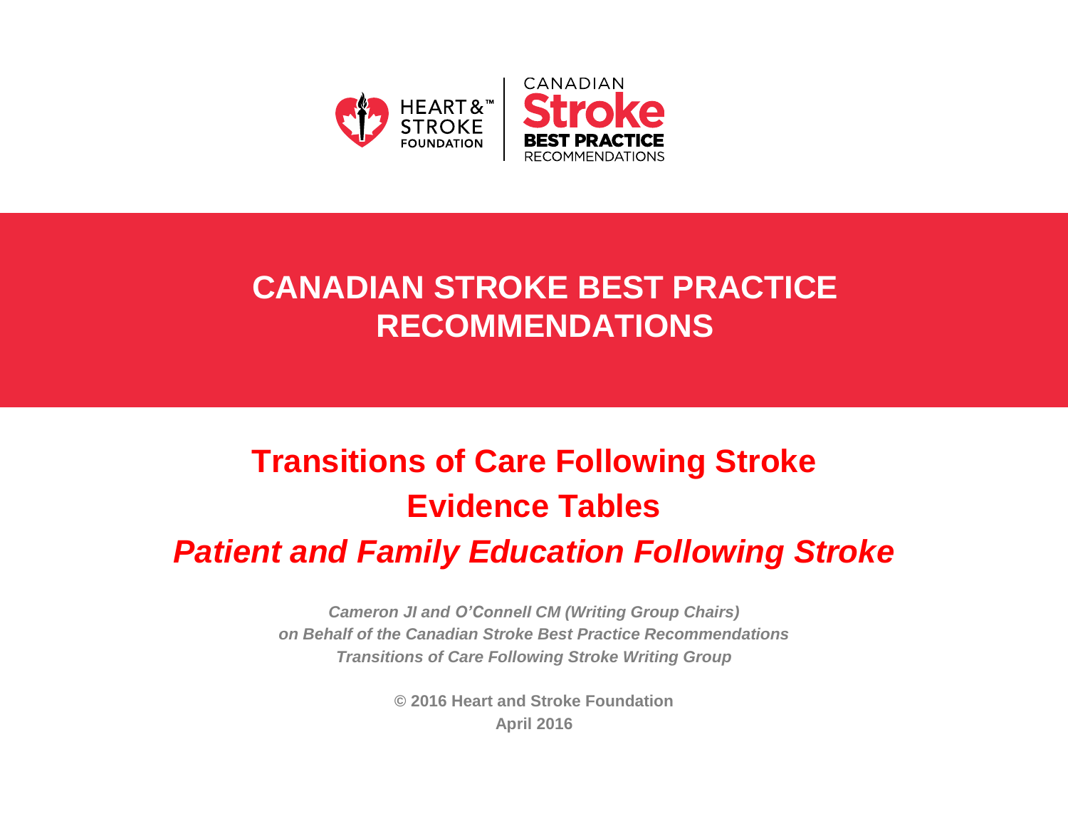HEART & STROKE FOUNDATION | CANADIAN Stroke BEST PRACTICE RECOMMENDATIONS

# CANADIAN STROKE BEST PRACTICE RECOMMENDATIONS

## Transitions of Care Following Stroke
## Evidence Tables
## *Patient and Family Education Following Stroke*

***Cameron JI and O'Connell CM (Writing Group Chairs)***
***on Behalf of the Canadian Stroke Best Practice Recommendations***
***Transitions of Care Following Stroke Writing Group***

**© 2016 Heart and Stroke Foundation**
**April 2016**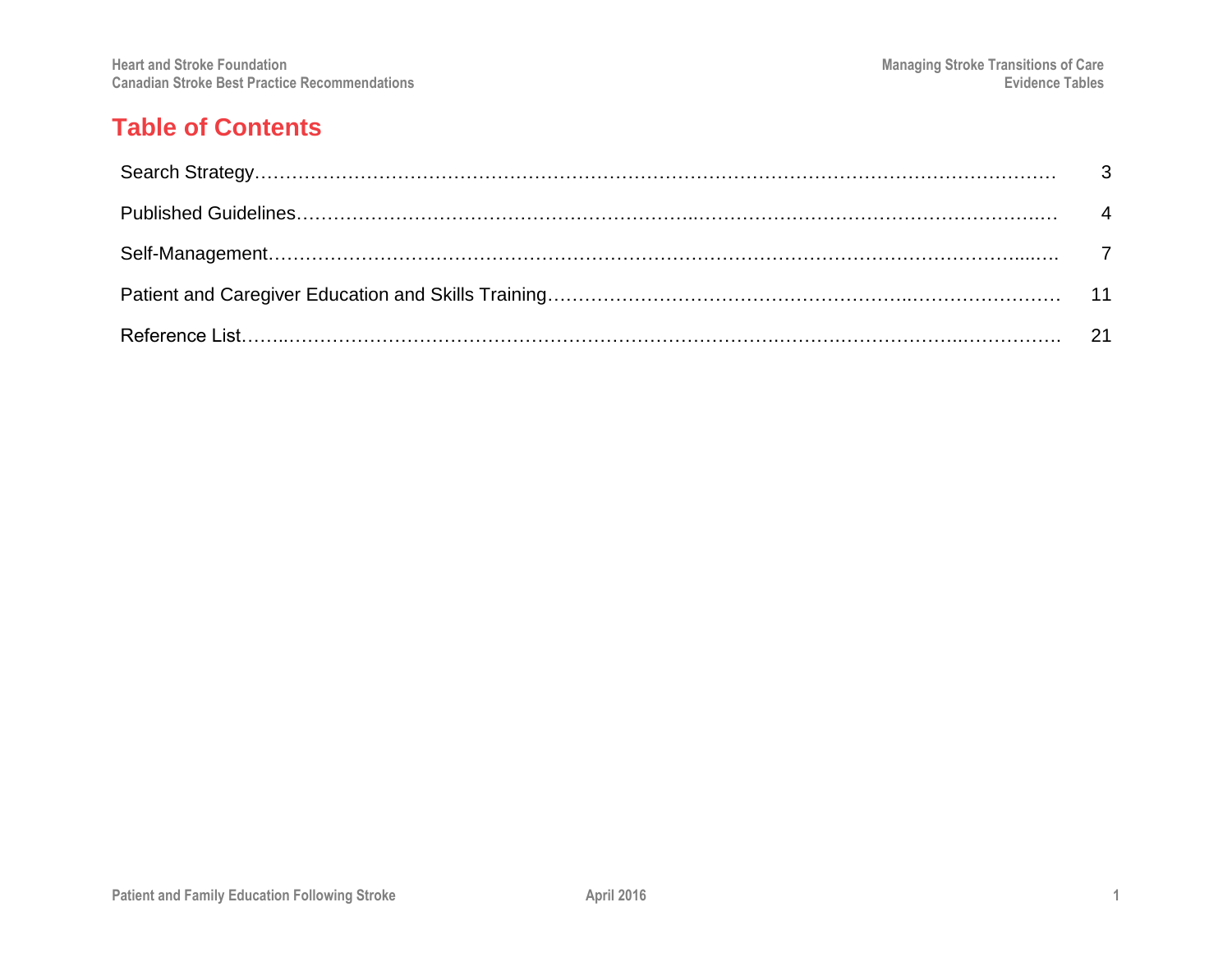# Table of Contents

| | |
|---|---|
| Search Strategy | 3 |
| Published Guidelines | 4 |
| Self-Management | 7 |
| Patient and Caregiver Education and Skills Training | 11 |
| Reference List | 21 |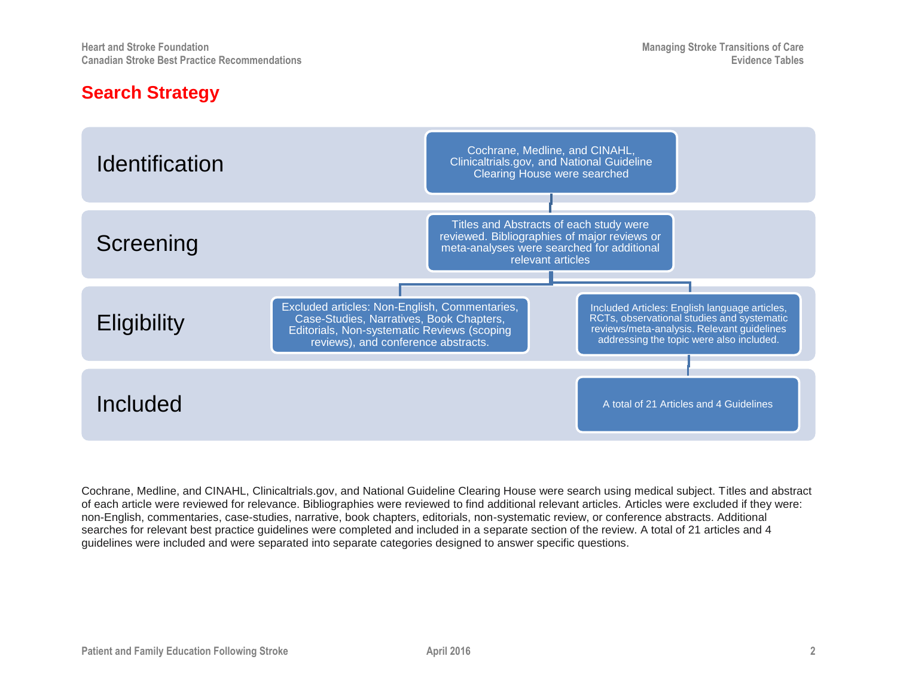# Search Strategy

**Identification**

Cochrane, Medline, and CINAHL, Clinicaltrials.gov, and National Guideline Clearing House were searched

**Screening**

Titles and Abstracts of each study were reviewed. Bibliographies of major reviews or meta-analyses were searched for additional relevant articles

**Eligibility**

Excluded articles: Non-English, Commentaries, Case-Studies, Narratives, Book Chapters, Editorials, Non-systematic Reviews (scoping reviews), and conference abstracts.

Included Articles: English language articles, RCTs, observational studies and systematic reviews/meta-analysis. Relevant guidelines addressing the topic were also included.

**Included**

A total of 21 Articles and 4 Guidelines

Cochrane, Medline, and CINAHL, Clinicaltrials.gov, and National Guideline Clearing House were search using medical subject. Titles and abstract of each article were reviewed for relevance. Bibliographies were reviewed to find additional relevant articles. Articles were excluded if they were: non-English, commentaries, case-studies, narrative, book chapters, editorials, non-systematic review, or conference abstracts. Additional searches for relevant best practice guidelines were completed and included in a separate section of the review. A total of 21 articles and 4 guidelines were included and were separated into separate categories designed to answer specific questions.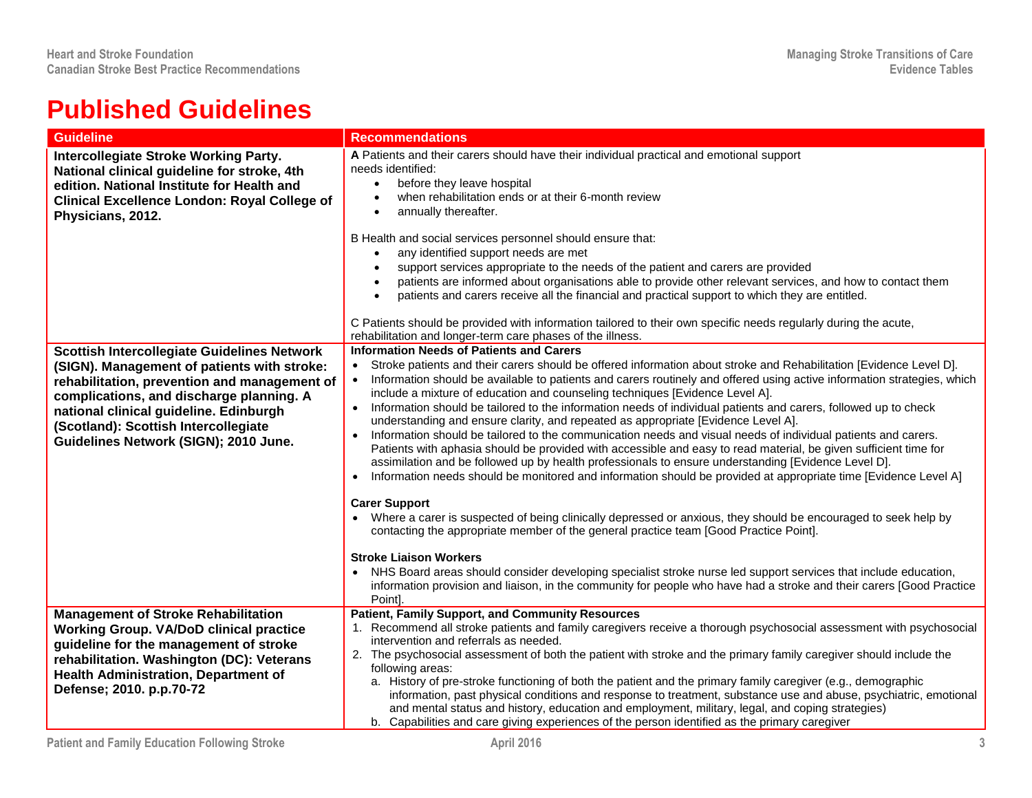# Published Guidelines

| Guideline | Recommendations |
| --- | --- |
| **Intercollegiate Stroke Working Party. National clinical guideline for stroke, 4th edition. National Institute for Health and Clinical Excellence London: Royal College of Physicians, 2012.** | **A** Patients and their carers should have their individual practical and emotional support needs identified:<br>• before they leave hospital<br>• when rehabilitation ends or at their 6-month review<br>• annually thereafter.<br><br>B Health and social services personnel should ensure that:<br>• any identified support needs are met<br>• support services appropriate to the needs of the patient and carers are provided<br>• patients are informed about organisations able to provide other relevant services, and how to contact them<br>• patients and carers receive all the financial and practical support to which they are entitled.<br><br>C Patients should be provided with information tailored to their own specific needs regularly during the acute, rehabilitation and longer-term care phases of the illness. |
| **Scottish Intercollegiate Guidelines Network (SIGN). Management of patients with stroke: rehabilitation, prevention and management of complications, and discharge planning. A national clinical guideline. Edinburgh (Scotland): Scottish Intercollegiate Guidelines Network (SIGN); 2010 June.** | **Information Needs of Patients and Carers**<br>• Stroke patients and their carers should be offered information about stroke and Rehabilitation [Evidence Level D].<br>• Information should be available to patients and carers routinely and offered using active information strategies, which include a mixture of education and counseling techniques [Evidence Level A].<br>• Information should be tailored to the information needs of individual patients and carers, followed up to check understanding and ensure clarity, and repeated as appropriate [Evidence Level A].<br>• Information should be tailored to the communication needs and visual needs of individual patients and carers. Patients with aphasia should be provided with accessible and easy to read material, be given sufficient time for assimilation and be followed up by health professionals to ensure understanding [Evidence Level D].<br>• Information needs should be monitored and information should be provided at appropriate time [Evidence Level A]<br><br>**Carer Support**<br>• Where a carer is suspected of being clinically depressed or anxious, they should be encouraged to seek help by contacting the appropriate member of the general practice team [Good Practice Point].<br><br>**Stroke Liaison Workers**<br>• NHS Board areas should consider developing specialist stroke nurse led support services that include education, information provision and liaison, in the community for people who have had a stroke and their carers [Good Practice Point]. |
| **Management of Stroke Rehabilitation Working Group. VA/DoD clinical practice guideline for the management of stroke rehabilitation. Washington (DC): Veterans Health Administration, Department of Defense; 2010. p.p.70-72** | **Patient, Family Support, and Community Resources**<br>1. Recommend all stroke patients and family caregivers receive a thorough psychosocial assessment with psychosocial intervention and referrals as needed.<br>2. The psychosocial assessment of both the patient with stroke and the primary family caregiver should include the following areas:<br>a. History of pre-stroke functioning of both the patient and the primary family caregiver (e.g., demographic information, past physical conditions and response to treatment, substance use and abuse, psychiatric, emotional and mental status and history, education and employment, military, legal, and coping strategies)<br>b. Capabilities and care giving experiences of the person identified as the primary caregiver |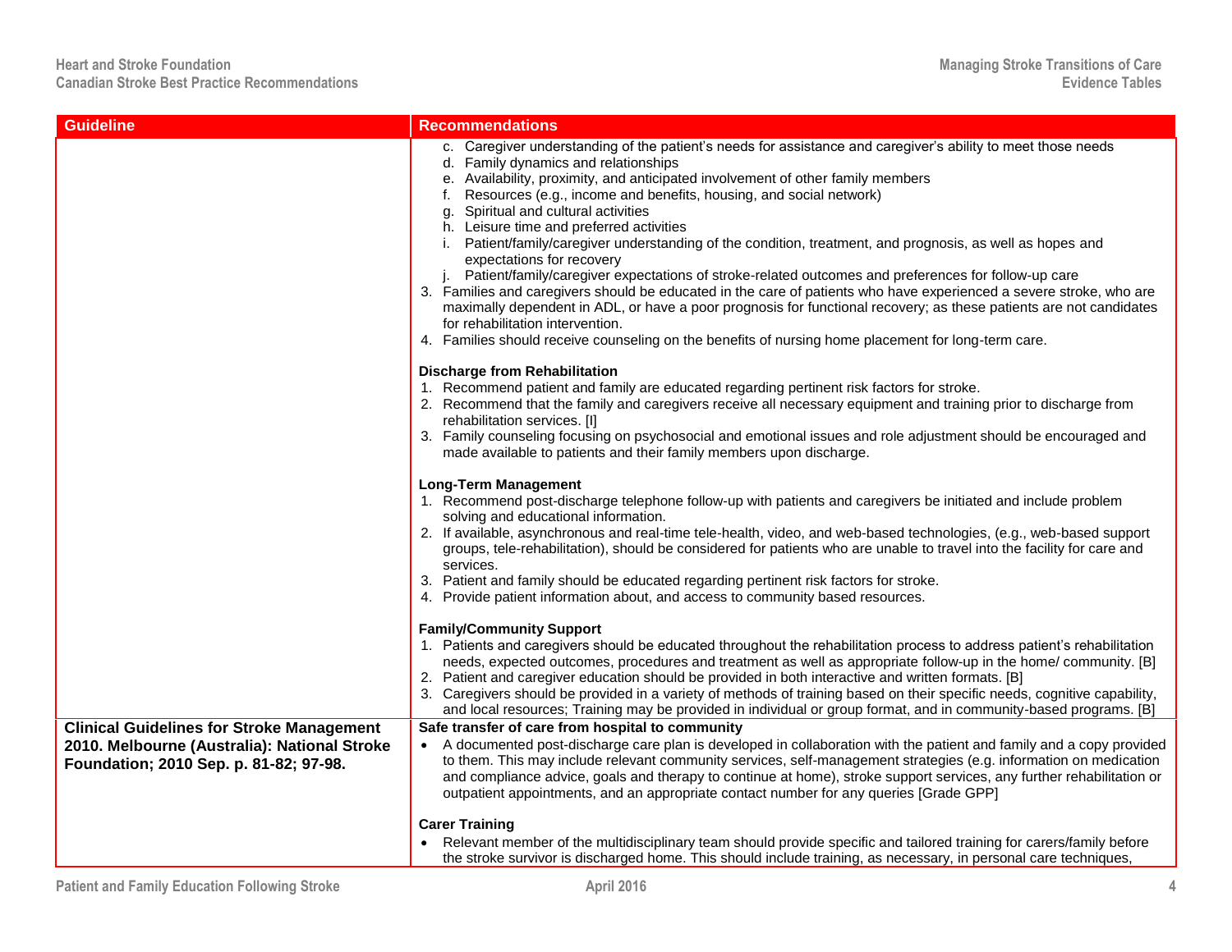| Guideline | Recommendations |
| --- | --- |
| | c. Caregiver understanding of the patient's needs for assistance and caregiver's ability to meet those needs<br>d. Family dynamics and relationships<br>e. Availability, proximity, and anticipated involvement of other family members<br>f. Resources (e.g., income and benefits, housing, and social network)<br>g. Spiritual and cultural activities<br>h. Leisure time and preferred activities<br>i. Patient/family/caregiver understanding of the condition, treatment, and prognosis, as well as hopes and expectations for recovery<br>j. Patient/family/caregiver expectations of stroke-related outcomes and preferences for follow-up care<br>3. Families and caregivers should be educated in the care of patients who have experienced a severe stroke, who are maximally dependent in ADL, or have a poor prognosis for functional recovery; as these patients are not candidates for rehabilitation intervention.<br>4. Families should receive counseling on the benefits of nursing home placement for long-term care.<br><br>**Discharge from Rehabilitation**<br>1. Recommend patient and family are educated regarding pertinent risk factors for stroke.<br>2. Recommend that the family and caregivers receive all necessary equipment and training prior to discharge from rehabilitation services. [I]<br>3. Family counseling focusing on psychosocial and emotional issues and role adjustment should be encouraged and made available to patients and their family members upon discharge.<br><br>**Long-Term Management**<br>1. Recommend post-discharge telephone follow-up with patients and caregivers be initiated and include problem solving and educational information.<br>2. If available, asynchronous and real-time tele-health, video, and web-based technologies, (e.g., web-based support groups, tele-rehabilitation), should be considered for patients who are unable to travel into the facility for care and services.<br>3. Patient and family should be educated regarding pertinent risk factors for stroke.<br>4. Provide patient information about, and access to community based resources.<br><br>**Family/Community Support**<br>1. Patients and caregivers should be educated throughout the rehabilitation process to address patient's rehabilitation needs, expected outcomes, procedures and treatment as well as appropriate follow-up in the home/ community. [B]<br>2. Patient and caregiver education should be provided in both interactive and written formats. [B]<br>3. Caregivers should be provided in a variety of methods of training based on their specific needs, cognitive capability, and local resources; Training may be provided in individual or group format, and in community-based programs. [B] |
| **Clinical Guidelines for Stroke Management 2010. Melbourne (Australia): National Stroke Foundation; 2010 Sep. p. 81-82; 97-98.** | **Safe transfer of care from hospital to community**<br>• A documented post-discharge care plan is developed in collaboration with the patient and family and a copy provided to them. This may include relevant community services, self-management strategies (e.g. information on medication and compliance advice, goals and therapy to continue at home), stroke support services, any further rehabilitation or outpatient appointments, and an appropriate contact number for any queries [Grade GPP]<br><br>**Carer Training**<br>• Relevant member of the multidisciplinary team should provide specific and tailored training for carers/family before the stroke survivor is discharged home. This should include training, as necessary, in personal care techniques, |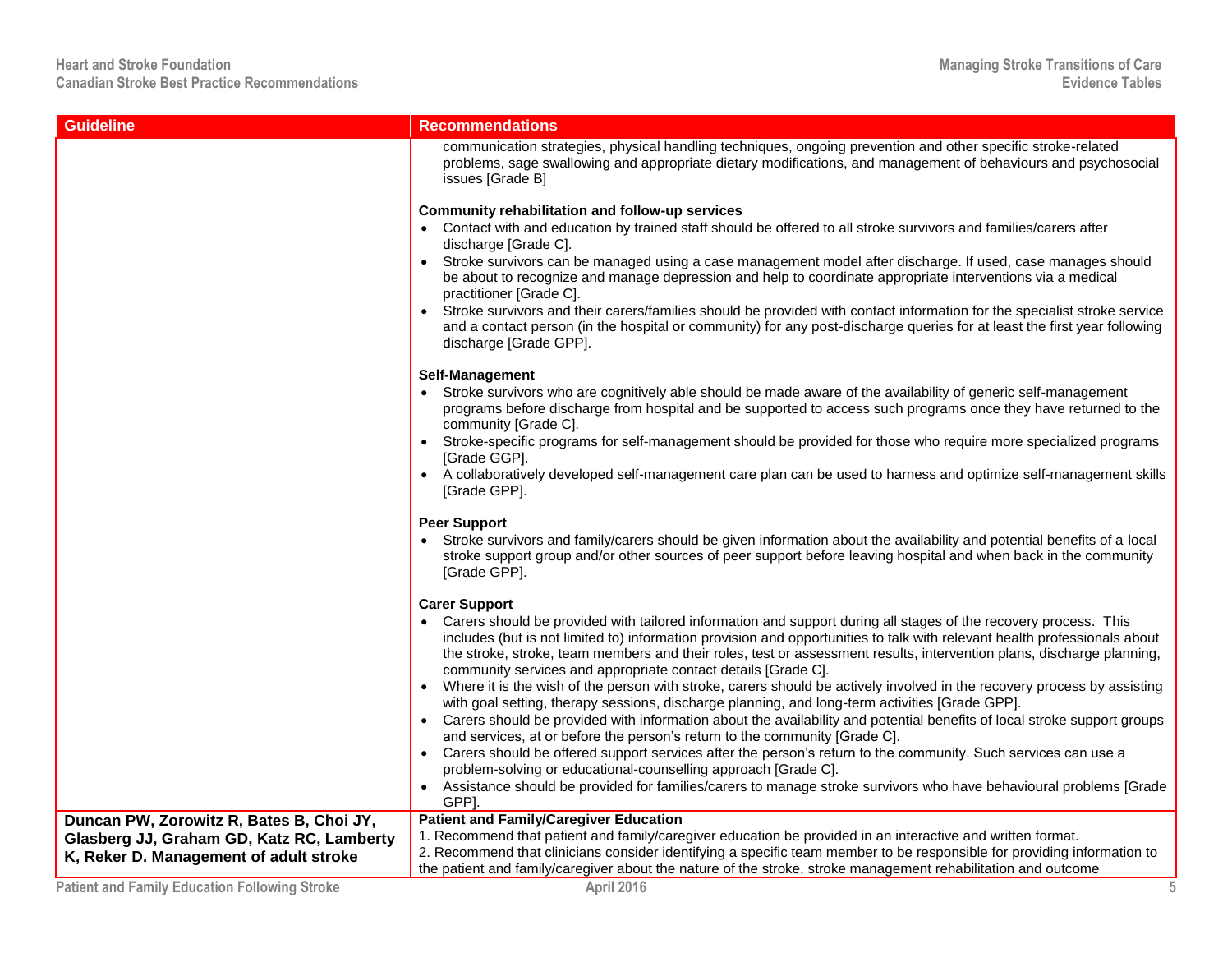| Guideline | Recommendations |
| --- | --- |
| | communication strategies, physical handling techniques, ongoing prevention and other specific stroke-related problems, sage swallowing and appropriate dietary modifications, and management of behaviours and psychosocial issues [Grade B]<br><br>**Community rehabilitation and follow-up services**<br>• Contact with and education by trained staff should be offered to all stroke survivors and families/carers after discharge [Grade C].<br>• Stroke survivors can be managed using a case management model after discharge. If used, case manages should be about to recognize and manage depression and help to coordinate appropriate interventions via a medical practitioner [Grade C].<br>• Stroke survivors and their carers/families should be provided with contact information for the specialist stroke service and a contact person (in the hospital or community) for any post-discharge queries for at least the first year following discharge [Grade GPP].<br><br>**Self-Management**<br>• Stroke survivors who are cognitively able should be made aware of the availability of generic self-management programs before discharge from hospital and be supported to access such programs once they have returned to the community [Grade C].<br>• Stroke-specific programs for self-management should be provided for those who require more specialized programs [Grade GGP].<br>• A collaboratively developed self-management care plan can be used to harness and optimize self-management skills [Grade GPP].<br><br>**Peer Support**<br>• Stroke survivors and family/carers should be given information about the availability and potential benefits of a local stroke support group and/or other sources of peer support before leaving hospital and when back in the community [Grade GPP].<br><br>**Carer Support**<br>• Carers should be provided with tailored information and support during all stages of the recovery process. This includes (but is not limited to) information provision and opportunities to talk with relevant health professionals about the stroke, stroke, team members and their roles, test or assessment results, intervention plans, discharge planning, community services and appropriate contact details [Grade C].<br>• Where it is the wish of the person with stroke, carers should be actively involved in the recovery process by assisting with goal setting, therapy sessions, discharge planning, and long-term activities [Grade GPP].<br>• Carers should be provided with information about the availability and potential benefits of local stroke support groups and services, at or before the person's return to the community [Grade C].<br>• Carers should be offered support services after the person's return to the community. Such services can use a problem-solving or educational-counselling approach [Grade C].<br>• Assistance should be provided for families/carers to manage stroke survivors who have behavioural problems [Grade GPP]. |
| **Duncan PW, Zorowitz R, Bates B, Choi JY, Glasberg JJ, Graham GD, Katz RC, Lamberty K, Reker D. Management of adult stroke** | **Patient and Family/Caregiver Education**<br>1. Recommend that patient and family/caregiver education be provided in an interactive and written format.<br>2. Recommend that clinicians consider identifying a specific team member to be responsible for providing information to the patient and family/caregiver about the nature of the stroke, stroke management rehabilitation and outcome |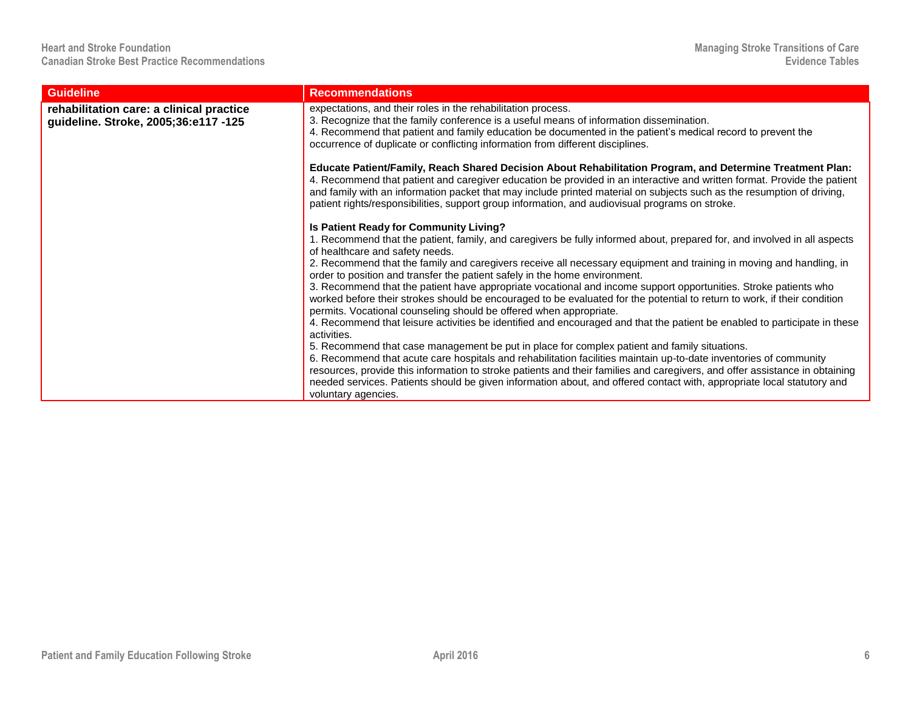| Guideline | Recommendations |
| --- | --- |
| **rehabilitation care: a clinical practice guideline. Stroke, 2005;36:e117 -125** | expectations, and their roles in the rehabilitation process.<br>3. Recognize that the family conference is a useful means of information dissemination.<br>4. Recommend that patient and family education be documented in the patient's medical record to prevent the occurrence of duplicate or conflicting information from different disciplines.<br><br>**Educate Patient/Family, Reach Shared Decision About Rehabilitation Program, and Determine Treatment Plan:**<br>4. Recommend that patient and caregiver education be provided in an interactive and written format. Provide the patient and family with an information packet that may include printed material on subjects such as the resumption of driving, patient rights/responsibilities, support group information, and audiovisual programs on stroke.<br><br>**Is Patient Ready for Community Living?**<br>1. Recommend that the patient, family, and caregivers be fully informed about, prepared for, and involved in all aspects of healthcare and safety needs.<br>2. Recommend that the family and caregivers receive all necessary equipment and training in moving and handling, in order to position and transfer the patient safely in the home environment.<br>3. Recommend that the patient have appropriate vocational and income support opportunities. Stroke patients who worked before their strokes should be encouraged to be evaluated for the potential to return to work, if their condition permits. Vocational counseling should be offered when appropriate.<br>4. Recommend that leisure activities be identified and encouraged and that the patient be enabled to participate in these activities.<br>5. Recommend that case management be put in place for complex patient and family situations.<br>6. Recommend that acute care hospitals and rehabilitation facilities maintain up-to-date inventories of community resources, provide this information to stroke patients and their families and caregivers, and offer assistance in obtaining needed services. Patients should be given information about, and offered contact with, appropriate local statutory and voluntary agencies. |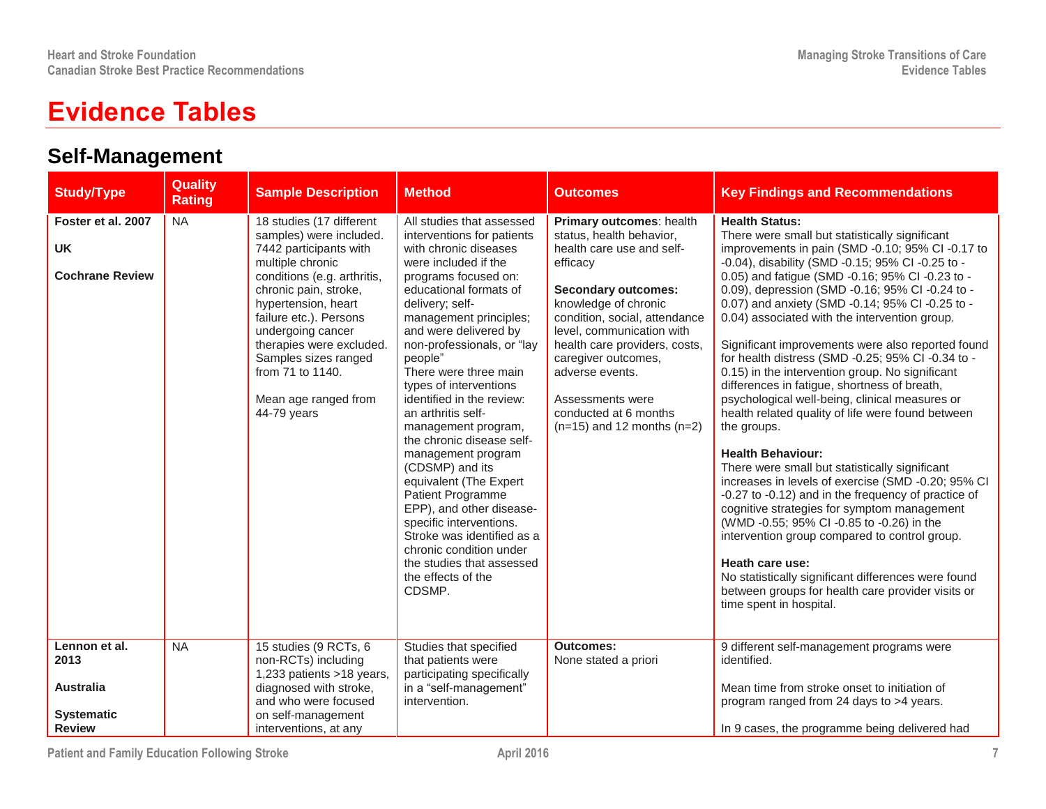# Evidence Tables

## Self-Management

| Study/Type | Quality Rating | Sample Description | Method | Outcomes | Key Findings and Recommendations |
|---|---|---|---|---|---|
| **Foster et al. 2007**<br><br>**UK**<br><br>**Cochrane Review** | NA | 18 studies (17 different samples) were included. 7442 participants with multiple chronic conditions (e.g. arthritis, chronic pain, stroke, hypertension, heart failure etc.). Persons undergoing cancer therapies were excluded. Samples sizes ranged from 71 to 1140.<br><br>Mean age ranged from 44-79 years | All studies that assessed interventions for patients with chronic diseases were included if the programs focused on: educational formats of delivery; self-management principles; and were delivered by non-professionals, or "lay people"<br>There were three main types of interventions identified in the review: an arthritis self-management program, the chronic disease self-management program (CDSMP) and its equivalent (The Expert Patient Programme EPP), and other disease-specific interventions. Stroke was identified as a chronic condition under the studies that assessed the effects of the CDSMP. | **Primary outcomes**: health status, health behavior, health care use and self-efficacy<br><br>**Secondary outcomes:** knowledge of chronic condition, social, attendance level, communication with health care providers, costs, caregiver outcomes, adverse events.<br><br>Assessments were conducted at 6 months (n=15) and 12 months (n=2) | **Health Status:**<br>There were small but statistically significant improvements in pain (SMD -0.10; 95% CI -0.17 to -0.04), disability (SMD -0.15; 95% CI -0.25 to -0.05) and fatigue (SMD -0.16; 95% CI -0.23 to -0.09), depression (SMD -0.16; 95% CI -0.24 to -0.07) and anxiety (SMD -0.14; 95% CI -0.25 to -0.04) associated with the intervention group.<br><br>Significant improvements were also reported found for health distress (SMD -0.25; 95% CI -0.34 to -0.15) in the intervention group. No significant differences in fatigue, shortness of breath, psychological well-being, clinical measures or health related quality of life were found between the groups.<br><br>**Health Behaviour:**<br>There were small but statistically significant increases in levels of exercise (SMD -0.20; 95% CI -0.27 to -0.12) and in the frequency of practice of cognitive strategies for symptom management (WMD -0.55; 95% CI -0.85 to -0.26) in the intervention group compared to control group.<br><br>**Heath care use:**<br>No statistically significant differences were found between groups for health care provider visits or time spent in hospital. |
| **Lennon et al. 2013**<br><br>**Australia**<br><br>**Systematic Review** | NA | 15 studies (9 RCTs, 6 non-RCTs) including 1,233 patients >18 years, diagnosed with stroke, and who were focused on self-management interventions, at any | Studies that specified that patients were participating specifically in a "self-management" intervention. | **Outcomes:**<br>None stated a priori | 9 different self-management programs were identified.<br><br>Mean time from stroke onset to initiation of program ranged from 24 days to >4 years.<br><br>In 9 cases, the programme being delivered had |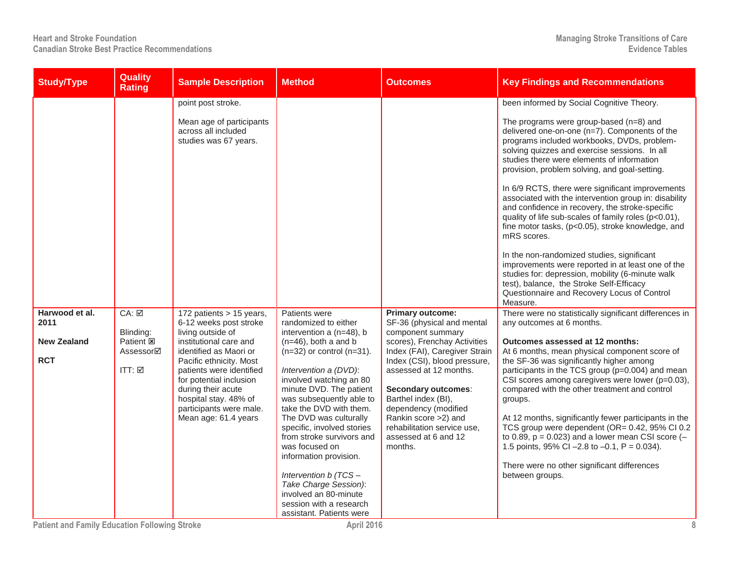| Study/Type | Quality Rating | Sample Description | Method | Outcomes | Key Findings and Recommendations |
|---|---|---|---|---|---|
| | | point post stroke.<br><br>Mean age of participants across all included studies was 67 years. | | | been informed by Social Cognitive Theory.<br><br>The programs were group-based (n=8) and delivered one-on-one (n=7). Components of the programs included workbooks, DVDs, problem-solving quizzes and exercise sessions. In all studies there were elements of information provision, problem solving, and goal-setting.<br><br>In 6/9 RCTS, there were significant improvements associated with the intervention group in: disability and confidence in recovery, the stroke-specific quality of life sub-scales of family roles (p<0.01), fine motor tasks, (p<0.05), stroke knowledge, and mRS scores.<br><br>In the non-randomized studies, significant improvements were reported in at least one of the studies for: depression, mobility (6-minute walk test), balance, the Stroke Self-Efficacy Questionnaire and Recovery Locus of Control Measure. |
| **Harwood et al. 2011**<br><br>**New Zealand**<br><br>**RCT** | CA: ☑<br><br>Blinding:<br>Patient ☒<br>Assessor☑<br><br>ITT: ☑ | 172 patients > 15 years, 6-12 weeks post stroke living outside of institutional care and identified as Maori or Pacific ethnicity. Most patients were identified for potential inclusion during their acute hospital stay. 48% of participants were male. Mean age: 61.4 years | Patients were randomized to either intervention a (n=48), b (n=46), both a and b (n=32) or control (n=31).<br><br>*Intervention a (DVD)*: involved watching an 80 minute DVD. The patient was subsequently able to take the DVD with them. The DVD was culturally specific, involved stories from stroke survivors and was focused on information provision.<br><br>*Intervention b (TCS – Take Charge Session)*: involved an 80-minute session with a research assistant. Patients were | **Primary outcome:**<br>SF-36 (physical and mental component summary scores), Frenchay Activities Index (FAI), Caregiver Strain Index (CSI), blood pressure, assessed at 12 months.<br><br>**Secondary outcomes**:<br>Barthel index (BI), dependency (modified Rankin score >2) and rehabilitation service use, assessed at 6 and 12 months. | There were no statistically significant differences in any outcomes at 6 months.<br><br>**Outcomes assessed at 12 months:**<br>At 6 months, mean physical component score of the SF-36 was significantly higher among participants in the TCS group (p=0.004) and mean CSI scores among caregivers were lower (p=0.03), compared with the other treatment and control groups.<br><br>At 12 months, significantly fewer participants in the TCS group were dependent (OR= 0.42, 95% CI 0.2 to 0.89, p = 0.023) and a lower mean CSI score (–1.5 points, 95% CI –2.8 to –0.1, P = 0.034).<br><br>There were no other significant differences between groups. |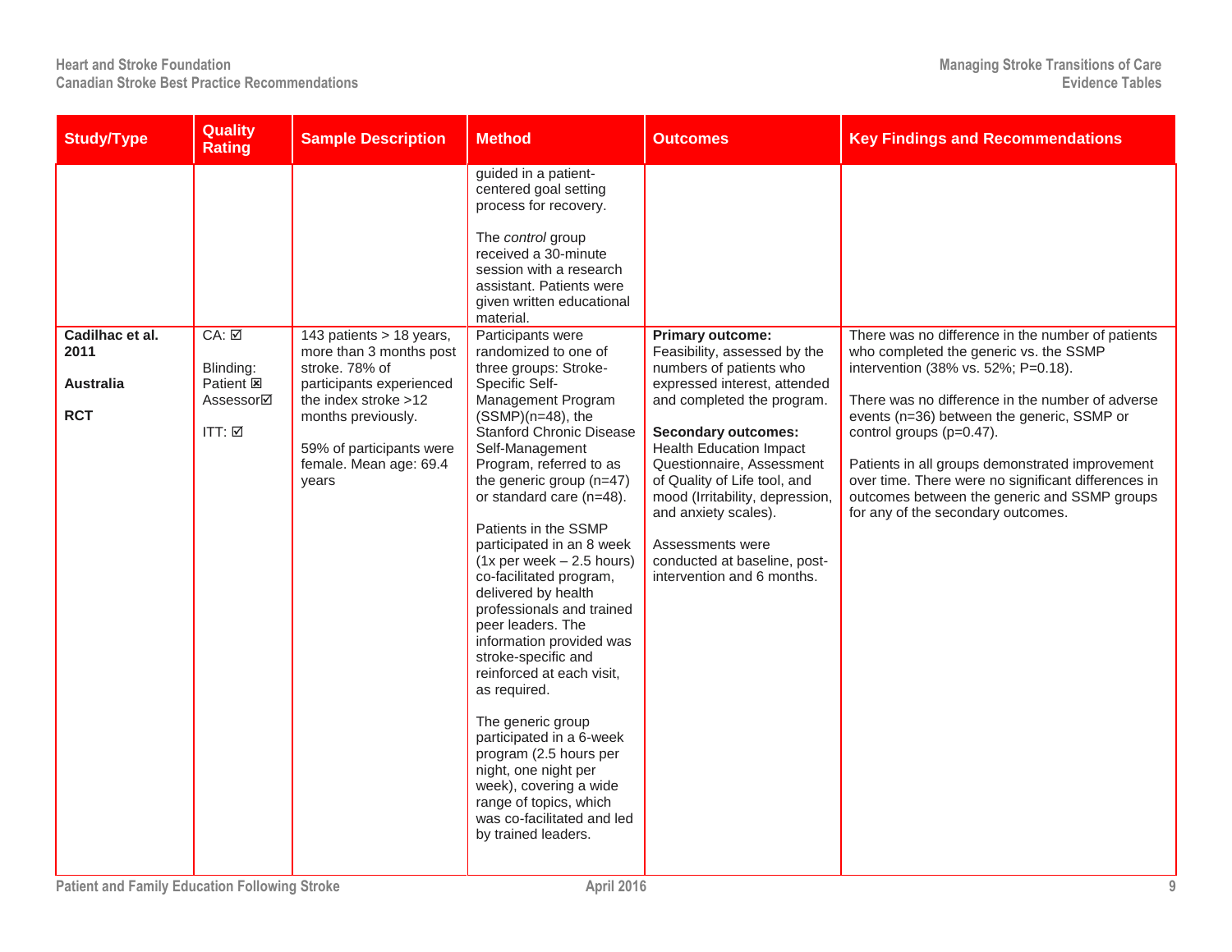| Study/Type | Quality Rating | Sample Description | Method | Outcomes | Key Findings and Recommendations |
|---|---|---|---|---|---|
| | | | guided in a patient-centered goal setting process for recovery.<br><br>The *control* group received a 30-minute session with a research assistant. Patients were given written educational material. | | |
| **Cadilhac et al. 2011**<br><br>**Australia**<br><br>**RCT** | CA: ☑<br><br>Blinding:<br>Patient ☒<br>Assessor☑<br><br>ITT: ☑ | 143 patients > 18 years, more than 3 months post stroke. 78% of participants experienced the index stroke >12 months previously.<br><br>59% of participants were female. Mean age: 69.4 years | Participants were randomized to one of three groups: Stroke-Specific Self-Management Program (SSMP)(n=48), the Stanford Chronic Disease Self-Management Program, referred to as the generic group (n=47) or standard care (n=48).<br><br>Patients in the SSMP participated in an 8 week (1x per week – 2.5 hours) co-facilitated program, delivered by health professionals and trained peer leaders. The information provided was stroke-specific and reinforced at each visit, as required.<br><br>The generic group participated in a 6-week program (2.5 hours per night, one night per week), covering a wide range of topics, which was co-facilitated and led by trained leaders. | **Primary outcome:** Feasibility, assessed by the numbers of patients who expressed interest, attended and completed the program.<br><br>**Secondary outcomes:** Health Education Impact Questionnaire, Assessment of Quality of Life tool, and mood (Irritability, depression, and anxiety scales).<br><br>Assessments were conducted at baseline, post-intervention and 6 months. | There was no difference in the number of patients who completed the generic vs. the SSMP intervention (38% vs. 52%; P=0.18).<br><br>There was no difference in the number of adverse events (n=36) between the generic, SSMP or control groups (p=0.47).<br><br>Patients in all groups demonstrated improvement over time. There were no significant differences in outcomes between the generic and SSMP groups for any of the secondary outcomes. |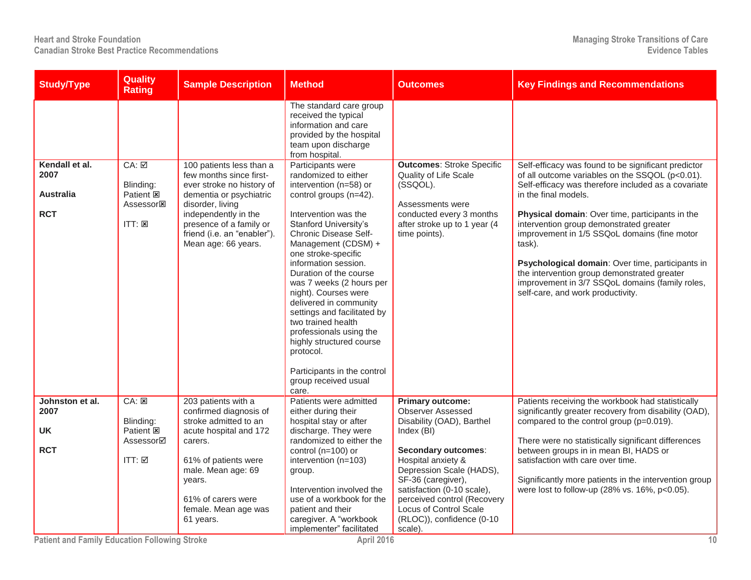| Study/Type | Quality Rating | Sample Description | Method | Outcomes | Key Findings and Recommendations |
|---|---|---|---|---|---|
| | | | The standard care group received the typical information and care provided by the hospital team upon discharge from hospital. | | |
| **Kendall et al. 2007**<br><br>**Australia**<br><br>**RCT** | CA: ☑<br><br>Blinding:<br>Patient ☒<br>Assessor☒<br><br>ITT: ☒ | 100 patients less than a few months since first-ever stroke no history of dementia or psychiatric disorder, living independently in the presence of a family or friend (i.e. an "enabler"). Mean age: 66 years. | Participants were randomized to either intervention (n=58) or control groups (n=42).<br><br>Intervention was the Stanford University's Chronic Disease Self-Management (CDSM) + one stroke-specific information session. Duration of the course was 7 weeks (2 hours per night). Courses were delivered in community settings and facilitated by two trained health professionals using the highly structured course protocol.<br><br>Participants in the control group received usual care. | **Outcomes**: Stroke Specific Quality of Life Scale (SSQOL).<br><br>Assessments were conducted every 3 months after stroke up to 1 year (4 time points). | Self-efficacy was found to be significant predictor of all outcome variables on the SSQOL (p<0.01). Self-efficacy was therefore included as a covariate in the final models.<br><br>**Physical domain**: Over time, participants in the intervention group demonstrated greater improvement in 1/5 SSQoL domains (fine motor task).<br><br>**Psychological domain**: Over time, participants in the intervention group demonstrated greater improvement in 3/7 SSQoL domains (family roles, self-care, and work productivity. |
| **Johnston et al. 2007**<br><br>**UK**<br><br>**RCT** | CA: ☒<br><br>Blinding:<br>Patient ☒<br>Assessor☑<br><br>ITT: ☑ | 203 patients with a confirmed diagnosis of stroke admitted to an acute hospital and 172 carers.<br><br>61% of patients were male. Mean age: 69 years.<br><br>61% of carers were female. Mean age was 61 years. | Patients were admitted either during their hospital stay or after discharge. They were randomized to either the control (n=100) or intervention (n=103) group.<br><br>Intervention involved the use of a workbook for the patient and their caregiver. A "workbook implementer" facilitated | **Primary outcome:** Observer Assessed Disability (OAD), Barthel Index (BI)<br><br>**Secondary outcomes**: Hospital anxiety & Depression Scale (HADS), SF-36 (caregiver), satisfaction (0-10 scale), perceived control (Recovery Locus of Control Scale (RLOC)), confidence (0-10 scale). | Patients receiving the workbook had statistically significantly greater recovery from disability (OAD), compared to the control group (p=0.019).<br><br>There were no statistically significant differences between groups in in mean BI, HADS or satisfaction with care over time.<br><br>Significantly more patients in the intervention group were lost to follow-up (28% vs. 16%, p<0.05). |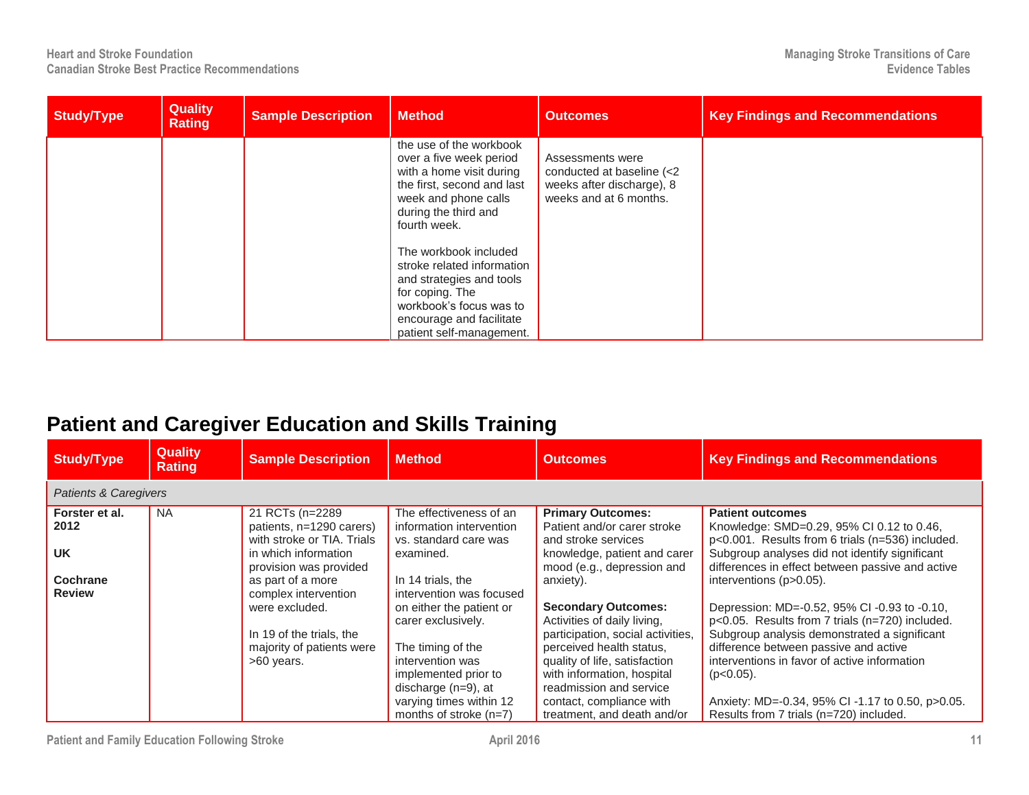| Study/Type | Quality Rating | Sample Description | Method | Outcomes | Key Findings and Recommendations |
|---|---|---|---|---|---|
| | | | the use of the workbook over a five week period with a home visit during the first, second and last week and phone calls during the third and fourth week.<br><br>The workbook included stroke related information and strategies and tools for coping. The workbook's focus was to encourage and facilitate patient self-management. | Assessments were conducted at baseline (<2 weeks after discharge), 8 weeks and at 6 months. | |

## Patient and Caregiver Education and Skills Training

| Study/Type | Quality Rating | Sample Description | Method | Outcomes | Key Findings and Recommendations |
|---|---|---|---|---|---|
| *Patients & Caregivers* | | | | | |
| **Forster et al. 2012**<br><br>**UK**<br><br>**Cochrane Review** | NA | 21 RCTs (n=2289 patients, n=1290 carers) with stroke or TIA. Trials in which information provision was provided as part of a more complex intervention were excluded.<br><br>In 19 of the trials, the majority of patients were >60 years. | The effectiveness of an information intervention vs. standard care was examined.<br><br>In 14 trials, the intervention was focused on either the patient or carer exclusively.<br><br>The timing of the intervention was implemented prior to discharge (n=9), at varying times within 12 months of stroke (n=7) | **Primary Outcomes:**<br>Patient and/or carer stroke and stroke services knowledge, patient and carer mood (e.g., depression and anxiety).<br><br>**Secondary Outcomes:**<br>Activities of daily living, participation, social activities, perceived health status, quality of life, satisfaction with information, hospital readmission and service contact, compliance with treatment, and death and/or | **Patient outcomes**<br>Knowledge: SMD=0.29, 95% CI 0.12 to 0.46, $p<0.001$. Results from 6 trials (n=536) included. Subgroup analyses did not identify significant differences in effect between passive and active interventions ($p>0.05$).<br><br>Depression: MD=-0.52, 95% CI -0.93 to -0.10, $p<0.05$. Results from 7 trials (n=720) included. Subgroup analysis demonstrated a significant difference between passive and active interventions in favor of active information ($p<0.05$).<br><br>Anxiety: MD=-0.34, 95% CI -1.17 to 0.50, $p>0.05$. Results from 7 trials (n=720) included. |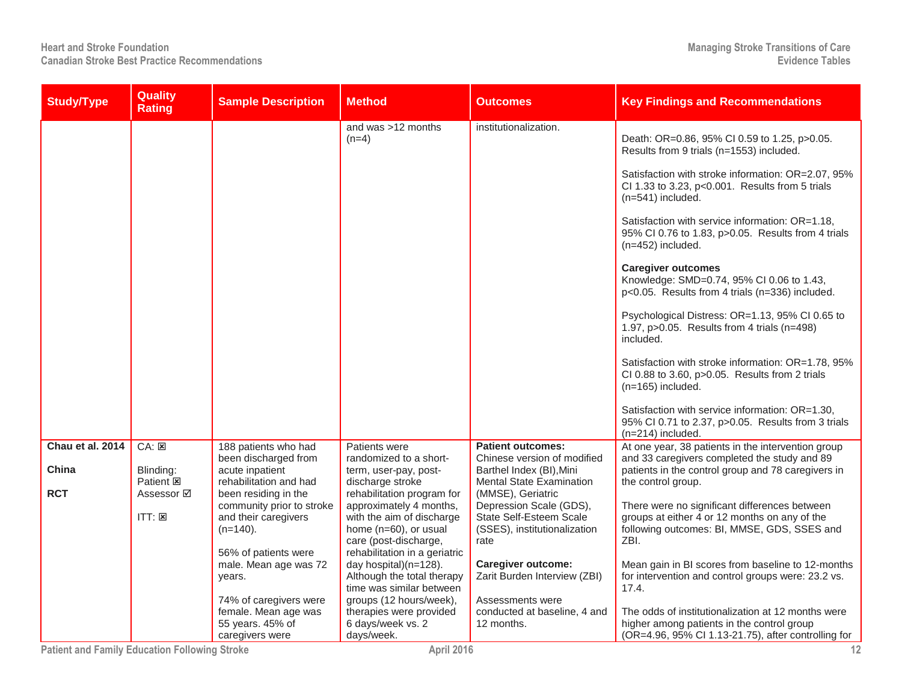| Study/Type | Quality Rating | Sample Description | Method | Outcomes | Key Findings and Recommendations |
|---|---|---|---|---|---|
| | | | and was >12 months (n=4) | institutionalization. | Death: OR=0.86, 95% CI 0.59 to 1.25, p>0.05. Results from 9 trials (n=1553) included.<br><br>Satisfaction with stroke information: OR=2.07, 95% CI 1.33 to 3.23, p<0.001. Results from 5 trials (n=541) included.<br><br>Satisfaction with service information: OR=1.18, 95% CI 0.76 to 1.83, p>0.05. Results from 4 trials (n=452) included.<br><br>**Caregiver outcomes**<br>Knowledge: SMD=0.74, 95% CI 0.06 to 1.43, p<0.05. Results from 4 trials (n=336) included.<br><br>Psychological Distress: OR=1.13, 95% CI 0.65 to 1.97, p>0.05. Results from 4 trials (n=498) included.<br><br>Satisfaction with stroke information: OR=1.78, 95% CI 0.88 to 3.60, p>0.05. Results from 2 trials (n=165) included.<br><br>Satisfaction with service information: OR=1.30, 95% CI 0.71 to 2.37, p>0.05. Results from 3 trials (n=214) included. |
| **Chau et al. 2014**<br><br>**China**<br><br>**RCT** | CA: ☒<br><br>Blinding:<br>Patient ☒<br>Assessor ☑<br><br>ITT: ☒ | 188 patients who had been discharged from acute inpatient rehabilitation and had been residing in the community prior to stroke and their caregivers (n=140).<br><br>56% of patients were male. Mean age was 72 years.<br><br>74% of caregivers were female. Mean age was 55 years. 45% of caregivers were | Patients were randomized to a short-term, user-pay, post-discharge stroke rehabilitation program for approximately 4 months, with the aim of discharge home (n=60), or usual care (post-discharge, rehabilitation in a geriatric day hospital)(n=128). Although the total therapy time was similar between groups (12 hours/week), therapies were provided 6 days/week vs. 2 days/week. | **Patient outcomes:**<br>Chinese version of modified Barthel Index (BI),Mini Mental State Examination (MMSE), Geriatric Depression Scale (GDS), State Self-Esteem Scale (SSES), institutionalization rate<br><br>**Caregiver outcome:**<br>Zarit Burden Interview (ZBI)<br><br>Assessments were conducted at baseline, 4 and 12 months. | At one year, 38 patients in the intervention group and 33 caregivers completed the study and 89 patients in the control group and 78 caregivers in the control group.<br><br>There were no significant differences between groups at either 4 or 12 months on any of the following outcomes: BI, MMSE, GDS, SSES and ZBI.<br><br>Mean gain in BI scores from baseline to 12-months for intervention and control groups were: 23.2 vs. 17.4.<br><br>The odds of institutionalization at 12 months were higher among patients in the control group (OR=4.96, 95% CI 1.13-21.75), after controlling for |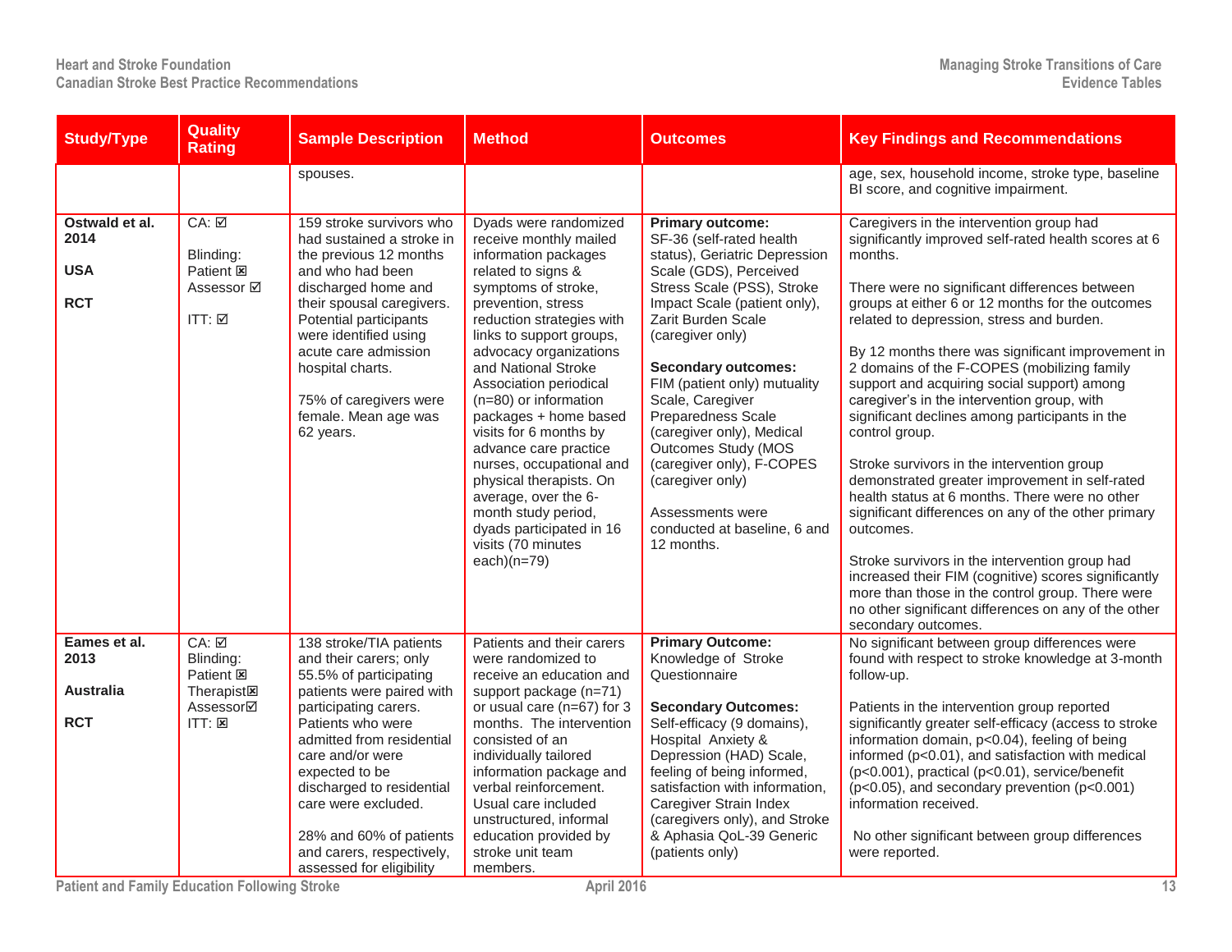| Study/Type | Quality Rating | Sample Description | Method | Outcomes | Key Findings and Recommendations |
|---|---|---|---|---|---|
| | | spouses. | | | age, sex, household income, stroke type, baseline BI score, and cognitive impairment. |
| **Ostwald et al. 2014**<br><br>**USA**<br><br>**RCT** | CA: ☑<br><br>Blinding:<br>Patient ☒<br>Assessor ☑<br><br>ITT: ☑ | 159 stroke survivors who had sustained a stroke in the previous 12 months and who had been discharged home and their spousal caregivers. Potential participants were identified using acute care admission hospital charts.<br><br>75% of caregivers were female. Mean age was 62 years. | Dyads were randomized receive monthly mailed information packages related to signs & symptoms of stroke, prevention, stress reduction strategies with links to support groups, advocacy organizations and National Stroke Association periodical (n=80) or information packages + home based visits for 6 months by advance care practice nurses, occupational and physical therapists. On average, over the 6-month study period, dyads participated in 16 visits (70 minutes each)(n=79) | **Primary outcome:**<br>SF-36 (self-rated health status), Geriatric Depression Scale (GDS), Perceived Stress Scale (PSS), Stroke Impact Scale (patient only), Zarit Burden Scale (caregiver only)<br><br>**Secondary outcomes:**<br>FIM (patient only) mutuality Scale, Caregiver Preparedness Scale (caregiver only), Medical Outcomes Study (MOS (caregiver only), F-COPES (caregiver only)<br><br>Assessments were conducted at baseline, 6 and 12 months. | Caregivers in the intervention group had significantly improved self-rated health scores at 6 months.<br><br>There were no significant differences between groups at either 6 or 12 months for the outcomes related to depression, stress and burden.<br><br>By 12 months there was significant improvement in 2 domains of the F-COPES (mobilizing family support and acquiring social support) among caregiver's in the intervention group, with significant declines among participants in the control group.<br><br>Stroke survivors in the intervention group demonstrated greater improvement in self-rated health status at 6 months. There were no other significant differences on any of the other primary outcomes.<br><br>Stroke survivors in the intervention group had increased their FIM (cognitive) scores significantly more than those in the control group. There were no other significant differences on any of the other secondary outcomes. |
| **Eames et al. 2013**<br><br>**Australia**<br><br>**RCT** | CA: ☑<br>Blinding:<br>Patient ☒<br>Therapist☒<br>Assessor☑<br>ITT: ☒ | 138 stroke/TIA patients and their carers; only 55.5% of participating patients were paired with participating carers. Patients who were admitted from residential care and/or were expected to be discharged to residential care were excluded.<br><br>28% and 60% of patients and carers, respectively, assessed for eligibility | Patients and their carers were randomized to receive an education and support package (n=71) or usual care (n=67) for 3 months. The intervention consisted of an individually tailored information package and verbal reinforcement. Usual care included unstructured, informal education provided by stroke unit team members. | **Primary Outcome:**<br>Knowledge of Stroke Questionnaire<br><br>**Secondary Outcomes:**<br>Self-efficacy (9 domains), Hospital Anxiety & Depression (HAD) Scale, feeling of being informed, satisfaction with information, Caregiver Strain Index (caregivers only), and Stroke & Aphasia QoL-39 Generic (patients only) | No significant between group differences were found with respect to stroke knowledge at 3-month follow-up.<br><br>Patients in the intervention group reported significantly greater self-efficacy (access to stroke information domain, p<0.04), feeling of being informed (p<0.01), and satisfaction with medical (p<0.001), practical (p<0.01), service/benefit (p<0.05), and secondary prevention (p<0.001) information received.<br><br>No other significant between group differences were reported. |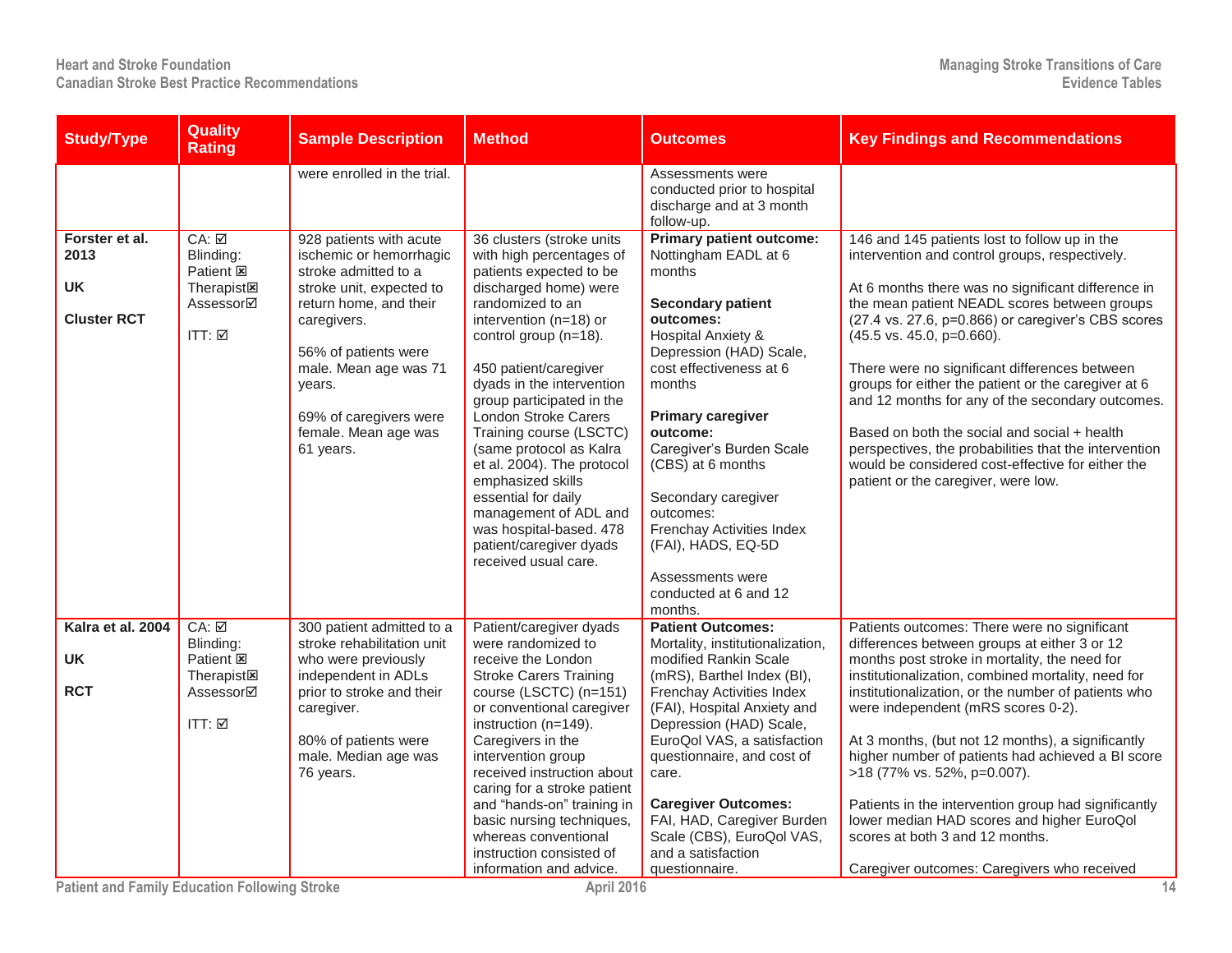| Study/Type | Quality Rating | Sample Description | Method | Outcomes | Key Findings and Recommendations |
|---|---|---|---|---|---|
| | | were enrolled in the trial. | | Assessments were conducted prior to hospital discharge and at 3 month follow-up. | |
| **Forster et al. 2013**<br><br>**UK**<br><br>**Cluster RCT** | CA: ☑<br>Blinding:<br>Patient ☒<br>Therapist☒<br>Assessor☑<br><br>ITT: ☑ | 928 patients with acute ischemic or hemorrhagic stroke admitted to a stroke unit, expected to return home, and their caregivers.<br><br>56% of patients were male. Mean age was 71 years.<br><br>69% of caregivers were female. Mean age was 61 years. | 36 clusters (stroke units with high percentages of patients expected to be discharged home) were randomized to an intervention (n=18) or control group (n=18).<br><br>450 patient/caregiver dyads in the intervention group participated in the London Stroke Carers Training course (LSCTC) (same protocol as Kalra et al. 2004). The protocol emphasized skills essential for daily management of ADL and was hospital-based. 478 patient/caregiver dyads received usual care. | **Primary patient outcome:** Nottingham EADL at 6 months<br><br>**Secondary patient outcomes:** Hospital Anxiety & Depression (HAD) Scale, cost effectiveness at 6 months<br><br>**Primary caregiver outcome:** Caregiver's Burden Scale (CBS) at 6 months<br><br>Secondary caregiver outcomes: Frenchay Activities Index (FAI), HADS, EQ-5D<br><br>Assessments were conducted at 6 and 12 months. | 146 and 145 patients lost to follow up in the intervention and control groups, respectively.<br><br>At 6 months there was no significant difference in the mean patient NEADL scores between groups (27.4 vs. 27.6, p=0.866) or caregiver's CBS scores (45.5 vs. 45.0, p=0.660).<br><br>There were no significant differences between groups for either the patient or the caregiver at 6 and 12 months for any of the secondary outcomes.<br><br>Based on both the social and social + health perspectives, the probabilities that the intervention would be considered cost-effective for either the patient or the caregiver, were low. |
| **Kalra et al. 2004**<br><br>**UK**<br><br>**RCT** | CA: ☑<br>Blinding:<br>Patient ☒<br>Therapist☒<br>Assessor☑<br><br>ITT: ☑ | 300 patient admitted to a stroke rehabilitation unit who were previously independent in ADLs prior to stroke and their caregiver.<br><br>80% of patients were male. Median age was 76 years. | Patient/caregiver dyads were randomized to receive the London Stroke Carers Training course (LSCTC) (n=151) or conventional caregiver instruction (n=149). Caregivers in the intervention group received instruction about caring for a stroke patient and "hands-on" training in basic nursing techniques, whereas conventional instruction consisted of information and advice. | **Patient Outcomes:** Mortality, institutionalization, modified Rankin Scale (mRS), Barthel Index (BI), Frenchay Activities Index (FAI), Hospital Anxiety and Depression (HAD) Scale, EuroQol VAS, a satisfaction questionnaire, and cost of care.<br><br>**Caregiver Outcomes:** FAI, HAD, Caregiver Burden Scale (CBS), EuroQol VAS, and a satisfaction questionnaire. | Patients outcomes: There were no significant differences between groups at either 3 or 12 months post stroke in mortality, the need for institutionalization, combined mortality, need for institutionalization, or the number of patients who were independent (mRS scores 0-2).<br><br>At 3 months, (but not 12 months), a significantly higher number of patients had achieved a BI score >18 (77% vs. 52%, p=0.007).<br><br>Patients in the intervention group had significantly lower median HAD scores and higher EuroQol scores at both 3 and 12 months.<br><br>Caregiver outcomes: Caregivers who received |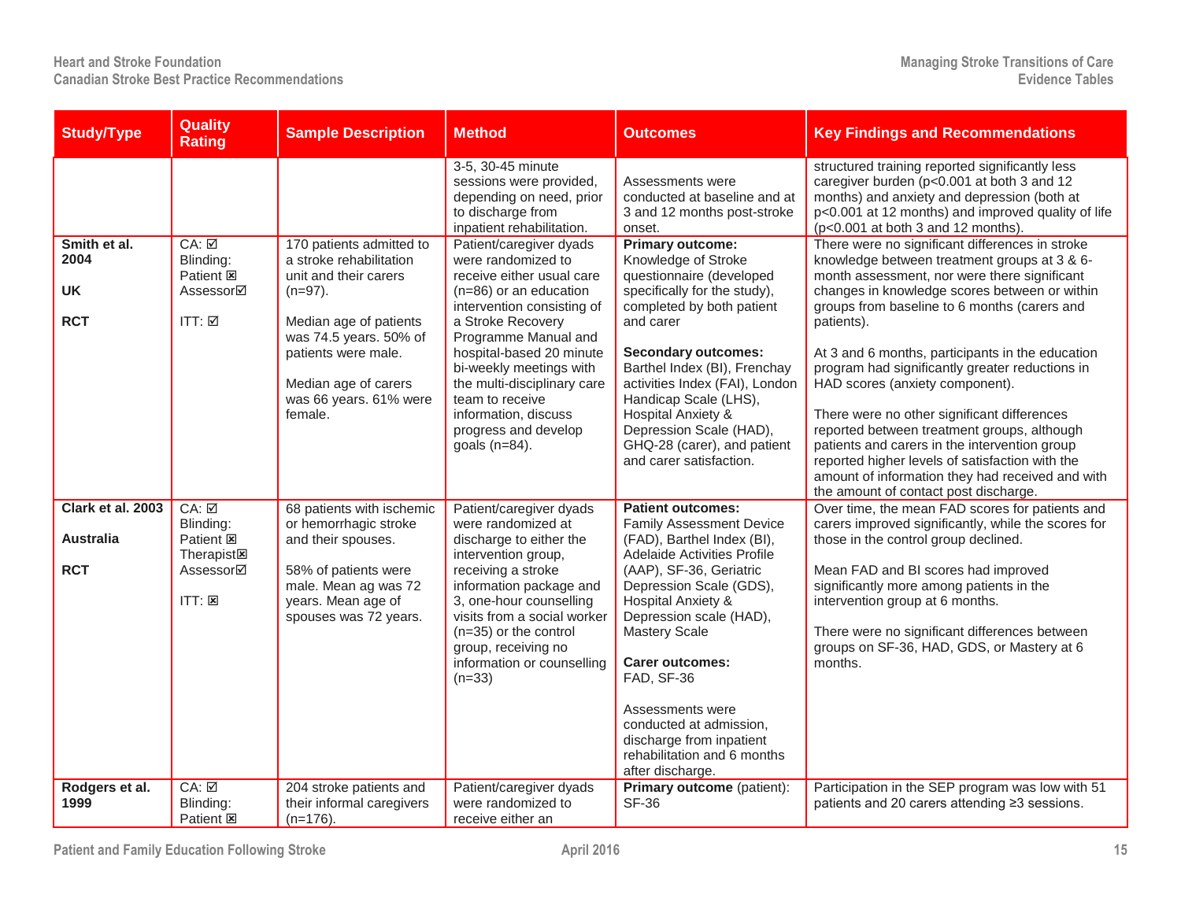| Study/Type | Quality Rating | Sample Description | Method | Outcomes | Key Findings and Recommendations |
|---|---|---|---|---|---|
| | | | 3-5, 30-45 minute sessions were provided, depending on need, prior to discharge from inpatient rehabilitation. | Assessments were conducted at baseline and at 3 and 12 months post-stroke onset. | structured training reported significantly less caregiver burden ($p<0.001$ at both 3 and 12 months) and anxiety and depression (both at $p<0.001$ at 12 months) and improved quality of life ($p<0.001$ at both 3 and 12 months). |
| **Smith et al. 2004**<br><br>**UK**<br><br>**RCT** | CA: ☑<br>Blinding:<br>Patient ☒<br>Assessor☑<br><br>ITT: ☑ | 170 patients admitted to a stroke rehabilitation unit and their carers (n=97).<br><br>Median age of patients was 74.5 years. 50% of patients were male.<br><br>Median age of carers was 66 years. 61% were female. | Patient/caregiver dyads were randomized to receive either usual care (n=86) or an education intervention consisting of a Stroke Recovery Programme Manual and hospital-based 20 minute bi-weekly meetings with the multi-disciplinary care team to receive information, discuss progress and develop goals (n=84). | **Primary outcome:**<br>Knowledge of Stroke questionnaire (developed specifically for the study), completed by both patient and carer<br><br>**Secondary outcomes:**<br>Barthel Index (BI), Frenchay activities Index (FAI), London Handicap Scale (LHS), Hospital Anxiety & Depression Scale (HAD), GHQ-28 (carer), and patient and carer satisfaction. | There were no significant differences in stroke knowledge between treatment groups at 3 & 6-month assessment, nor were there significant changes in knowledge scores between or within groups from baseline to 6 months (carers and patients).<br><br>At 3 and 6 months, participants in the education program had significantly greater reductions in HAD scores (anxiety component).<br><br>There were no other significant differences reported between treatment groups, although patients and carers in the intervention group reported higher levels of satisfaction with the amount of information they had received and with the amount of contact post discharge. |
| **Clark et al. 2003**<br><br>**Australia**<br><br>**RCT** | CA: ☑<br>Blinding:<br>Patient ☒<br>Therapist☒<br>Assessor☑<br><br>ITT: ☒ | 68 patients with ischemic or hemorrhagic stroke and their spouses.<br><br>58% of patients were male. Mean ag was 72 years. Mean age of spouses was 72 years. | Patient/caregiver dyads were randomized at discharge to either the intervention group, receiving a stroke information package and 3, one-hour counselling visits from a social worker (n=35) or the control group, receiving no information or counselling (n=33) | **Patient outcomes:**<br>Family Assessment Device (FAD), Barthel Index (BI), Adelaide Activities Profile (AAP), SF-36, Geriatric Depression Scale (GDS), Hospital Anxiety & Depression scale (HAD), Mastery Scale<br><br>**Carer outcomes:**<br>FAD, SF-36<br><br>Assessments were conducted at admission, discharge from inpatient rehabilitation and 6 months after discharge. | Over time, the mean FAD scores for patients and carers improved significantly, while the scores for those in the control group declined.<br><br>Mean FAD and BI scores had improved significantly more among patients in the intervention group at 6 months.<br><br>There were no significant differences between groups on SF-36, HAD, GDS, or Mastery at 6 months. |
| **Rodgers et al. 1999** | CA: ☑<br>Blinding:<br>Patient ☒ | 204 stroke patients and their informal caregivers (n=176). | Patient/caregiver dyads were randomized to receive either an | **Primary outcome** (patient):<br>SF-36 | Participation in the SEP program was low with 51 patients and 20 carers attending ≥3 sessions. |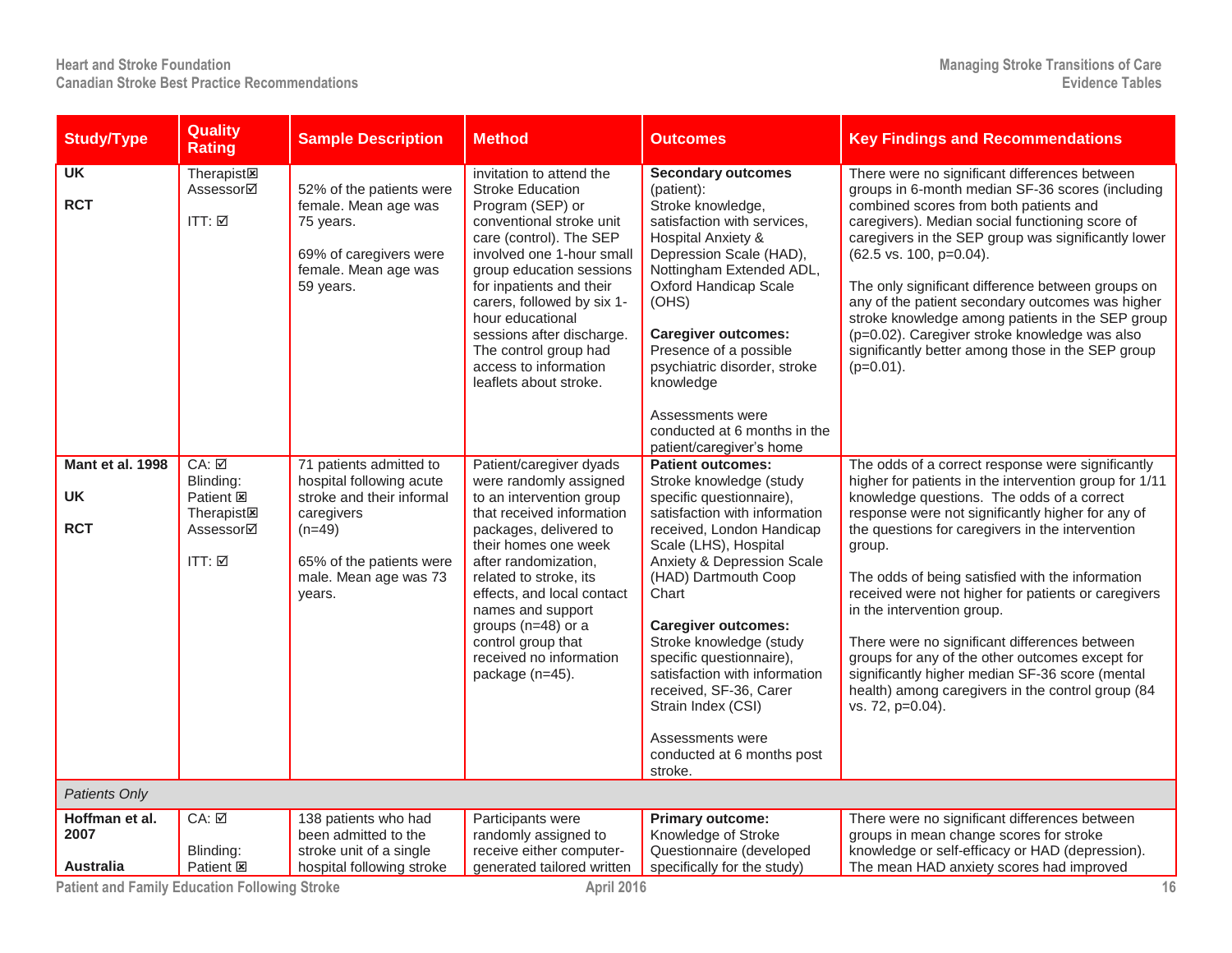| Study/Type | Quality Rating | Sample Description | Method | Outcomes | Key Findings and Recommendations |
|---|---|---|---|---|---|
| UK<br><br>RCT | Therapist☒<br>Assessor☑<br><br>ITT: ☑ | 52% of the patients were female. Mean age was 75 years.<br><br>69% of caregivers were female. Mean age was 59 years. | invitation to attend the Stroke Education Program (SEP) or conventional stroke unit care (control). The SEP involved one 1-hour small group education sessions for inpatients and their carers, followed by six 1-hour educational sessions after discharge. The control group had access to information leaflets about stroke. | **Secondary outcomes** (patient):<br>Stroke knowledge, satisfaction with services, Hospital Anxiety & Depression Scale (HAD), Nottingham Extended ADL, Oxford Handicap Scale (OHS)<br><br>**Caregiver outcomes:**<br>Presence of a possible psychiatric disorder, stroke knowledge<br><br>Assessments were conducted at 6 months in the patient/caregiver's home | There were no significant differences between groups in 6-month median SF-36 scores (including combined scores from both patients and caregivers). Median social functioning score of caregivers in the SEP group was significantly lower (62.5 vs. 100, p=0.04).<br><br>The only significant difference between groups on any of the patient secondary outcomes was higher stroke knowledge among patients in the SEP group (p=0.02). Caregiver stroke knowledge was also significantly better among those in the SEP group (p=0.01). |
| **Mant et al. 1998**<br><br>**UK**<br><br>**RCT** | CA: ☑<br>Blinding:<br>Patient ☒<br>Therapist☒<br>Assessor☑<br><br>ITT: ☑ | 71 patients admitted to hospital following acute stroke and their informal caregivers<br>(n=49)<br><br>65% of the patients were male. Mean age was 73 years. | Patient/caregiver dyads were randomly assigned to an intervention group that received information packages, delivered to their homes one week after randomization, related to stroke, its effects, and local contact names and support groups (n=48) or a control group that received no information package (n=45). | **Patient outcomes:**<br>Stroke knowledge (study specific questionnaire), satisfaction with information received, London Handicap Scale (LHS), Hospital Anxiety & Depression Scale (HAD) Dartmouth Coop Chart<br><br>**Caregiver outcomes:**<br>Stroke knowledge (study specific questionnaire), satisfaction with information received, SF-36, Carer Strain Index (CSI)<br><br>Assessments were conducted at 6 months post stroke. | The odds of a correct response were significantly higher for patients in the intervention group for 1/11 knowledge questions. The odds of a correct response were not significantly higher for any of the questions for caregivers in the intervention group.<br><br>The odds of being satisfied with the information received were not higher for patients or caregivers in the intervention group.<br><br>There were no significant differences between groups for any of the other outcomes except for significantly higher median SF-36 score (mental health) among caregivers in the control group (84 vs. 72, p=0.04). |
| *Patients Only* | | | | | |
| **Hoffman et al. 2007**<br><br>**Australia** | CA: ☑<br><br>Blinding:<br>Patient ☒ | 138 patients who had been admitted to the stroke unit of a single hospital following stroke | Participants were randomly assigned to receive either computer-generated tailored written | **Primary outcome:**<br>Knowledge of Stroke Questionnaire (developed specifically for the study) | There were no significant differences between groups in mean change scores for stroke knowledge or self-efficacy or HAD (depression). The mean HAD anxiety scores had improved |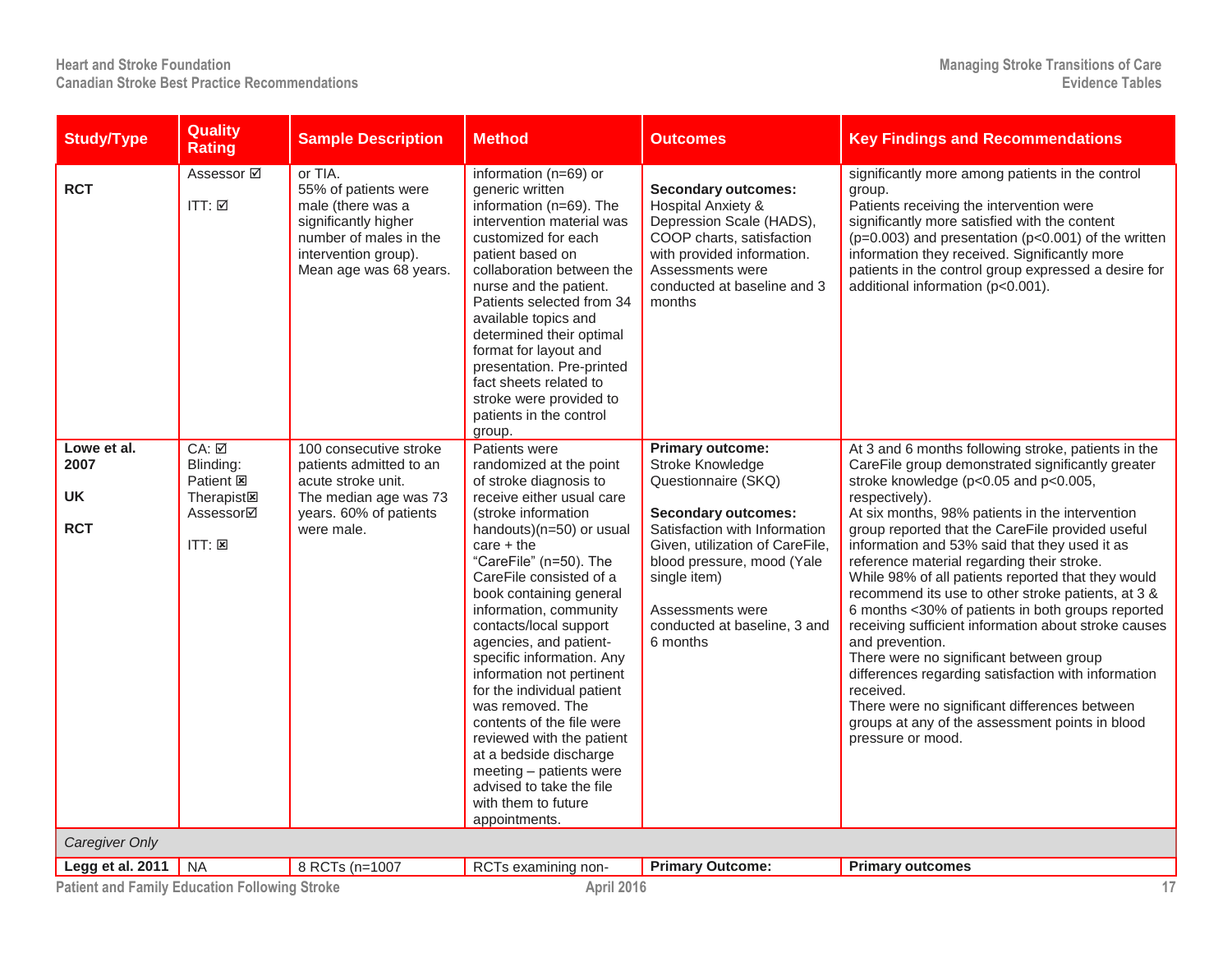| Study/Type | Quality Rating | Sample Description | Method | Outcomes | Key Findings and Recommendations |
|---|---|---|---|---|---|
| RCT | Assessor ☑<br><br>ITT: ☑ | or TIA.<br>55% of patients were male (there was a significantly higher number of males in the intervention group).<br>Mean age was 68 years. | information (n=69) or generic written information (n=69). The intervention material was customized for each patient based on collaboration between the nurse and the patient. Patients selected from 34 available topics and determined their optimal format for layout and presentation. Pre-printed fact sheets related to stroke were provided to patients in the control group. | **Secondary outcomes:** Hospital Anxiety & Depression Scale (HADS), COOP charts, satisfaction with provided information. Assessments were conducted at baseline and 3 months | significantly more among patients in the control group.<br>Patients receiving the intervention were significantly more satisfied with the content (p=0.003) and presentation (p<0.001) of the written information they received. Significantly more patients in the control group expressed a desire for additional information (p<0.001). |
| **Lowe et al. 2007**<br><br>**UK**<br><br>**RCT** | CA: ☑<br>Blinding:<br>Patient ☒<br>Therapist☒<br>Assessor☑<br><br>ITT: ☒ | 100 consecutive stroke patients admitted to an acute stroke unit.<br>The median age was 73 years. 60% of patients were male. | Patients were randomized at the point of stroke diagnosis to receive either usual care (stroke information handouts)(n=50) or usual care + the "CareFile" (n=50). The CareFile consisted of a book containing general information, community contacts/local support agencies, and patient-specific information. Any information not pertinent for the individual patient was removed. The contents of the file were reviewed with the patient at a bedside discharge meeting – patients were advised to take the file with them to future appointments. | **Primary outcome:** Stroke Knowledge Questionnaire (SKQ)<br><br>**Secondary outcomes:** Satisfaction with Information Given, utilization of CareFile, blood pressure, mood (Yale single item)<br><br>Assessments were conducted at baseline, 3 and 6 months | At 3 and 6 months following stroke, patients in the CareFile group demonstrated significantly greater stroke knowledge (p<0.05 and p<0.005, respectively).<br>At six months, 98% patients in the intervention group reported that the CareFile provided useful information and 53% said that they used it as reference material regarding their stroke.<br>While 98% of all patients reported that they would recommend its use to other stroke patients, at 3 & 6 months <30% of patients in both groups reported receiving sufficient information about stroke causes and prevention.<br>There were no significant between group differences regarding satisfaction with information received.<br>There were no significant differences between groups at any of the assessment points in blood pressure or mood. |
| *Caregiver Only* | | | | | |
| **Legg et al. 2011** | NA | 8 RCTs (n=1007 | RCTs examining non- | **Primary Outcome:** | **Primary outcomes** |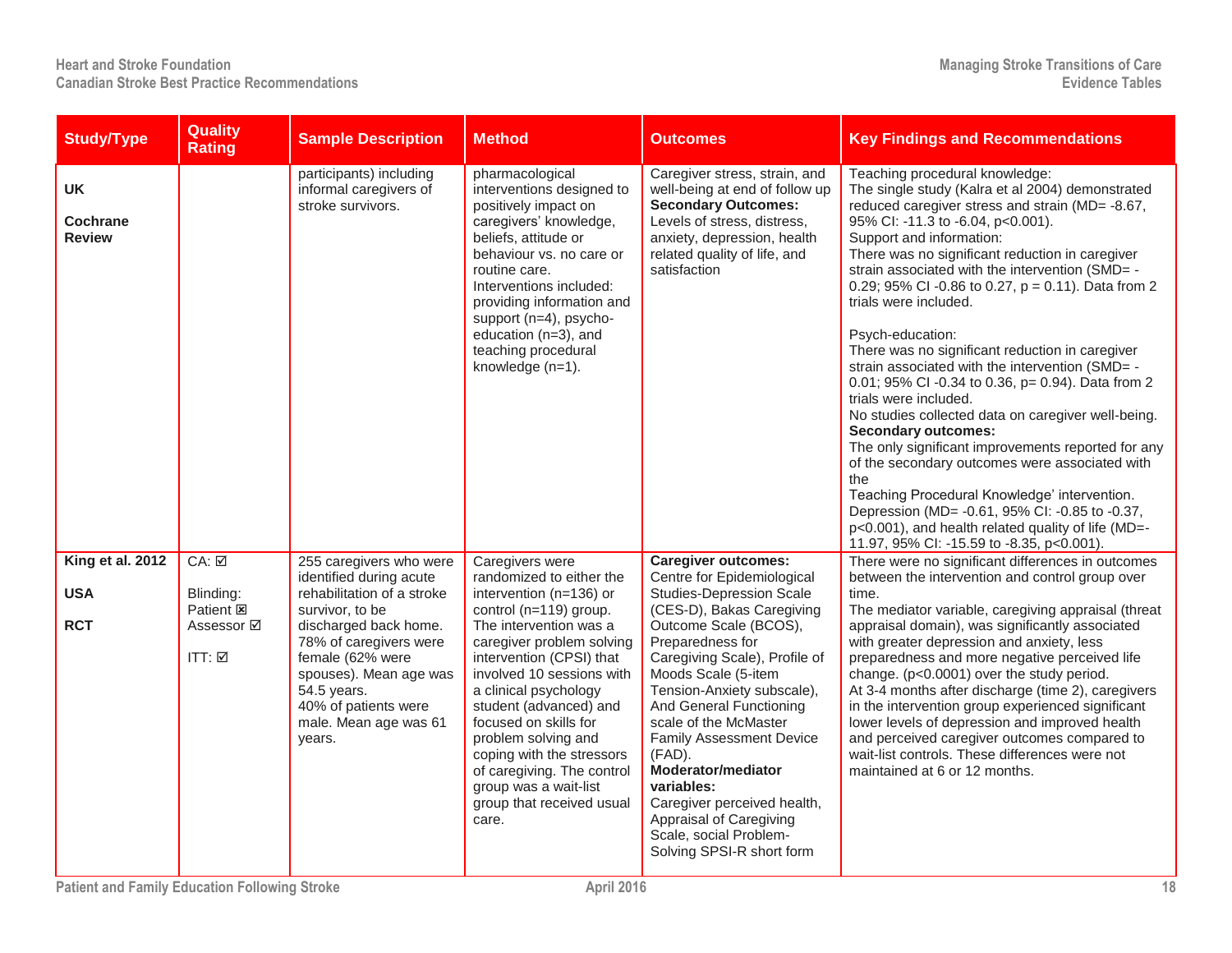| Study/Type | Quality Rating | Sample Description | Method | Outcomes | Key Findings and Recommendations |
|---|---|---|---|---|---|
| **UK**<br><br>**Cochrane Review** | | participants) including informal caregivers of stroke survivors. | pharmacological interventions designed to positively impact on caregivers' knowledge, beliefs, attitude or behaviour vs. no care or routine care.<br>Interventions included: providing information and support (n=4), psycho-education (n=3), and teaching procedural knowledge (n=1). | Caregiver stress, strain, and well-being at end of follow up<br>**Secondary Outcomes:** Levels of stress, distress, anxiety, depression, health related quality of life, and satisfaction | Teaching procedural knowledge:<br>The single study (Kalra et al 2004) demonstrated reduced caregiver stress and strain (MD= -8.67, 95% CI: -11.3 to -6.04, p<0.001).<br>Support and information:<br>There was no significant reduction in caregiver strain associated with the intervention (SMD= -0.29; 95% CI -0.86 to 0.27, p = 0.11). Data from 2 trials were included.<br><br>Psych-education:<br>There was no significant reduction in caregiver strain associated with the intervention (SMD= -0.01; 95% CI -0.34 to 0.36, p= 0.94). Data from 2 trials were included.<br>No studies collected data on caregiver well-being.<br>**Secondary outcomes:**<br>The only significant improvements reported for any of the secondary outcomes were associated with the<br>Teaching Procedural Knowledge' intervention. Depression (MD= -0.61, 95% CI: -0.85 to -0.37, p<0.001), and health related quality of life (MD=-11.97, 95% CI: -15.59 to -8.35, p<0.001). |
| **King et al. 2012**<br><br>**USA**<br><br>**RCT** | CA: ☑<br><br>Blinding:<br>Patient ☒<br>Assessor ☑<br><br>ITT: ☑ | 255 caregivers who were identified during acute rehabilitation of a stroke survivor, to be discharged back home.<br>78% of caregivers were female (62% were spouses). Mean age was 54.5 years.<br>40% of patients were male. Mean age was 61 years. | Caregivers were randomized to either the intervention (n=136) or control (n=119) group.<br>The intervention was a caregiver problem solving intervention (CPSI) that involved 10 sessions with a clinical psychology student (advanced) and focused on skills for problem solving and coping with the stressors of caregiving. The control group was a wait-list group that received usual care. | **Caregiver outcomes:**<br>Centre for Epidemiological Studies-Depression Scale (CES-D), Bakas Caregiving Outcome Scale (BCOS), Preparedness for Caregiving Scale), Profile of Moods Scale (5-item Tension-Anxiety subscale), And General Functioning scale of the McMaster Family Assessment Device (FAD).<br>**Moderator/mediator variables:**<br>Caregiver perceived health, Appraisal of Caregiving Scale, social Problem-Solving SPSI-R short form | There were no significant differences in outcomes between the intervention and control group over time.<br>The mediator variable, caregiving appraisal (threat appraisal domain), was significantly associated with greater depression and anxiety, less preparedness and more negative perceived life change. (p<0.0001) over the study period.<br>At 3-4 months after discharge (time 2), caregivers in the intervention group experienced significant lower levels of depression and improved health and perceived caregiver outcomes compared to wait-list controls. These differences were not maintained at 6 or 12 months. |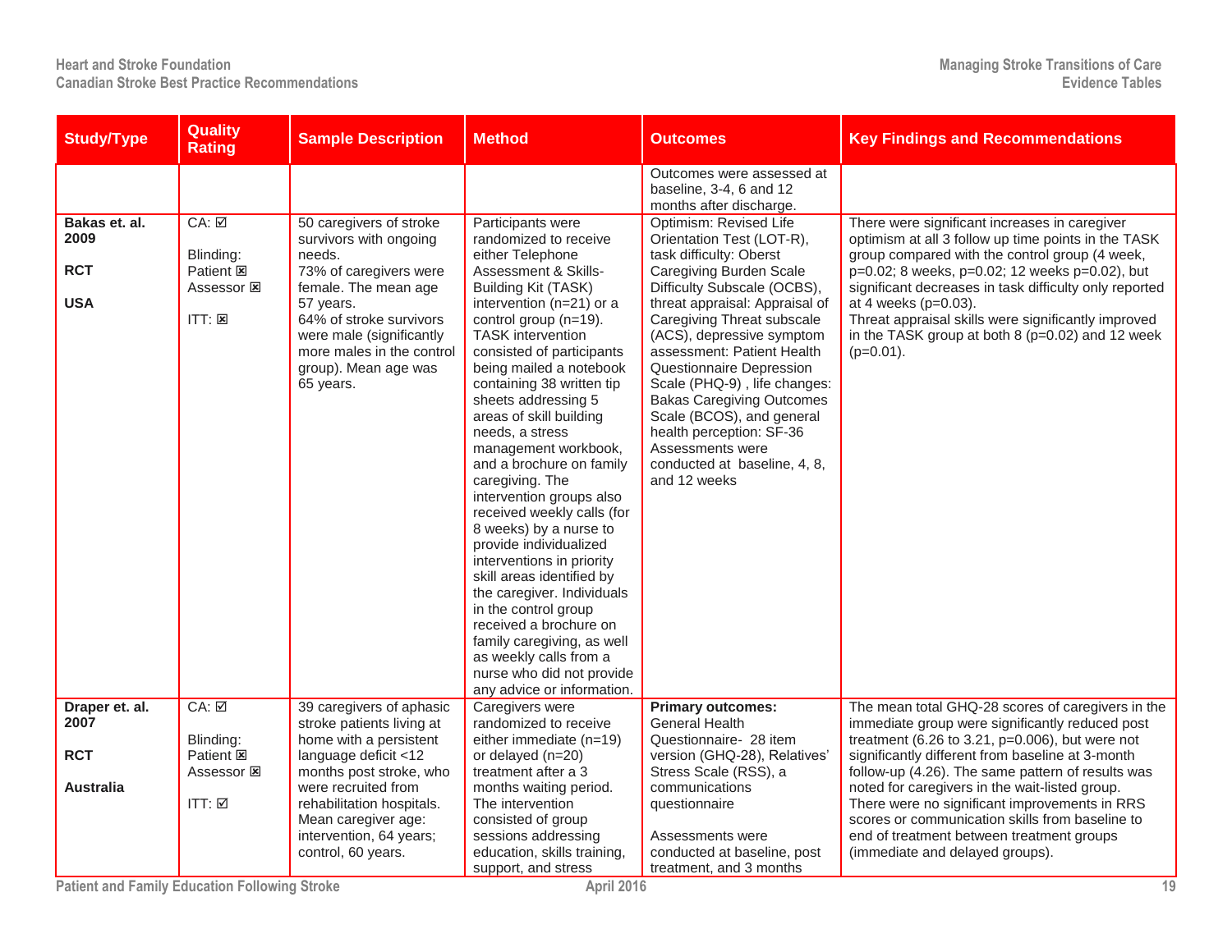| Study/Type | Quality Rating | Sample Description | Method | Outcomes | Key Findings and Recommendations |
|---|---|---|---|---|---|
| | | | | Outcomes were assessed at baseline, 3-4, 6 and 12 months after discharge. | |
| **Bakas et. al. 2009**<br><br>**RCT**<br><br>**USA** | CA: ☑<br><br>Blinding:<br>Patient ☒<br>Assessor ☒<br><br>ITT: ☒ | 50 caregivers of stroke survivors with ongoing needs.<br>73% of caregivers were female. The mean age 57 years.<br>64% of stroke survivors were male (significantly more males in the control group). Mean age was 65 years. | Participants were randomized to receive either Telephone Assessment & Skills-Building Kit (TASK) intervention (n=21) or a control group (n=19).<br>TASK intervention consisted of participants being mailed a notebook containing 38 written tip sheets addressing 5 areas of skill building needs, a stress management workbook, and a brochure on family caregiving. The intervention groups also received weekly calls (for 8 weeks) by a nurse to provide individualized interventions in priority skill areas identified by the caregiver. Individuals in the control group received a brochure on family caregiving, as well as weekly calls from a nurse who did not provide any advice or information. | Optimism: Revised Life Orientation Test (LOT-R), task difficulty: Oberst Caregiving Burden Scale Difficulty Subscale (OCBS), threat appraisal: Appraisal of Caregiving Threat subscale (ACS), depressive symptom assessment: Patient Health Questionnaire Depression Scale (PHQ-9) , life changes: Bakas Caregiving Outcomes Scale (BCOS), and general health perception: SF-36<br>Assessments were conducted at baseline, 4, 8, and 12 weeks | There were significant increases in caregiver optimism at all 3 follow up time points in the TASK group compared with the control group (4 week, p=0.02; 8 weeks, p=0.02; 12 weeks p=0.02), but significant decreases in task difficulty only reported at 4 weeks (p=0.03).<br>Threat appraisal skills were significantly improved in the TASK group at both 8 (p=0.02) and 12 week (p=0.01). |
| **Draper et. al. 2007**<br><br>**RCT**<br><br>**Australia** | CA: ☑<br><br>Blinding:<br>Patient ☒<br>Assessor ☒<br><br>ITT: ☑ | 39 caregivers of aphasic stroke patients living at home with a persistent language deficit <12 months post stroke, who were recruited from rehabilitation hospitals.<br>Mean caregiver age: intervention, 64 years; control, 60 years. | Caregivers were randomized to receive either immediate (n=19) or delayed (n=20) treatment after a 3 months waiting period.<br>The intervention consisted of group sessions addressing education, skills training, support, and stress | **Primary outcomes:**<br>General Health Questionnaire- 28 item version (GHQ-28), Relatives' Stress Scale (RSS), a communications questionnaire<br><br>Assessments were conducted at baseline, post treatment, and 3 months | The mean total GHQ-28 scores of caregivers in the immediate group were significantly reduced post treatment (6.26 to 3.21, p=0.006), but were not significantly different from baseline at 3-month follow-up (4.26). The same pattern of results was noted for caregivers in the wait-listed group.<br>There were no significant improvements in RRS scores or communication skills from baseline to end of treatment between treatment groups (immediate and delayed groups). |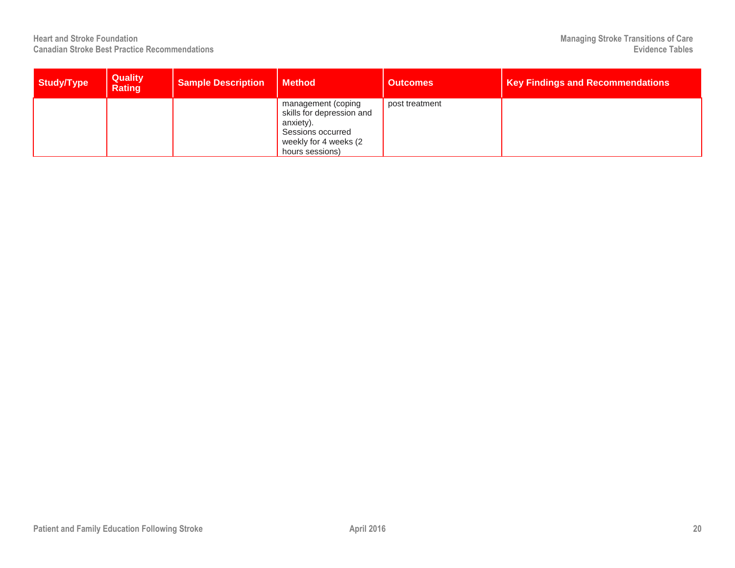| Study/Type | Quality Rating | Sample Description | Method | Outcomes | Key Findings and Recommendations |
| --- | --- | --- | --- | --- | --- |
| | | | management (coping skills for depression and anxiety). Sessions occurred weekly for 4 weeks (2 hours sessions) | post treatment | |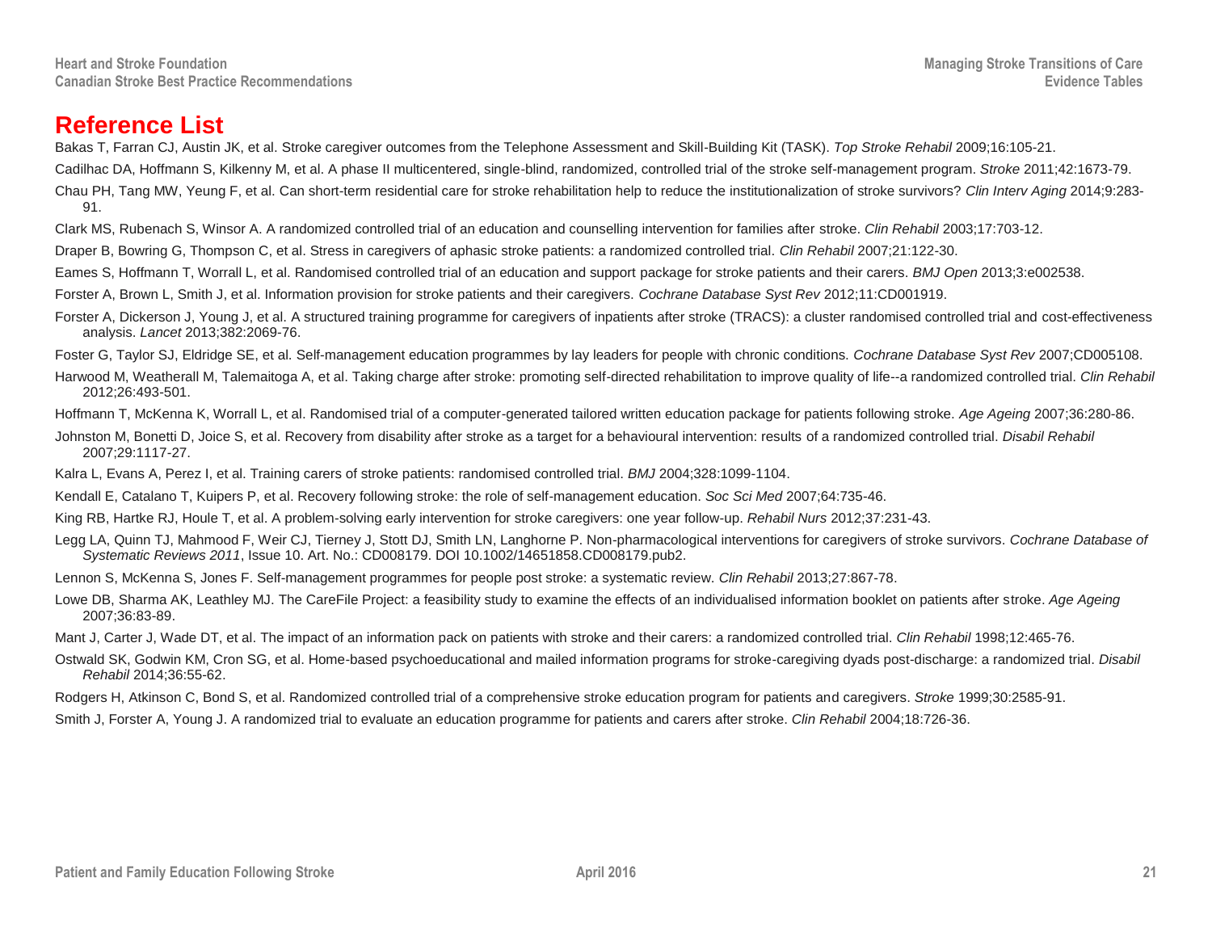# Reference List

Bakas T, Farran CJ, Austin JK, et al. Stroke caregiver outcomes from the Telephone Assessment and Skill-Building Kit (TASK). *Top Stroke Rehabil* 2009;16:105-21.

Cadilhac DA, Hoffmann S, Kilkenny M, et al. A phase II multicentered, single-blind, randomized, controlled trial of the stroke self-management program. *Stroke* 2011;42:1673-79.

Chau PH, Tang MW, Yeung F, et al. Can short-term residential care for stroke rehabilitation help to reduce the institutionalization of stroke survivors? *Clin Interv Aging* 2014;9:283-91.

Clark MS, Rubenach S, Winsor A. A randomized controlled trial of an education and counselling intervention for families after stroke. *Clin Rehabil* 2003;17:703-12.

Draper B, Bowring G, Thompson C, et al. Stress in caregivers of aphasic stroke patients: a randomized controlled trial. *Clin Rehabil* 2007;21:122-30.

Eames S, Hoffmann T, Worrall L, et al. Randomised controlled trial of an education and support package for stroke patients and their carers. *BMJ Open* 2013;3:e002538.

Forster A, Brown L, Smith J, et al. Information provision for stroke patients and their caregivers. *Cochrane Database Syst Rev* 2012;11:CD001919.

Forster A, Dickerson J, Young J, et al. A structured training programme for caregivers of inpatients after stroke (TRACS): a cluster randomised controlled trial and cost-effectiveness analysis. *Lancet* 2013;382:2069-76.

Foster G, Taylor SJ, Eldridge SE, et al. Self-management education programmes by lay leaders for people with chronic conditions. *Cochrane Database Syst Rev* 2007;CD005108.

Harwood M, Weatherall M, Talemaitoga A, et al. Taking charge after stroke: promoting self-directed rehabilitation to improve quality of life--a randomized controlled trial. *Clin Rehabil* 2012;26:493-501.

Hoffmann T, McKenna K, Worrall L, et al. Randomised trial of a computer-generated tailored written education package for patients following stroke. *Age Ageing* 2007;36:280-86.

Johnston M, Bonetti D, Joice S, et al. Recovery from disability after stroke as a target for a behavioural intervention: results of a randomized controlled trial. *Disabil Rehabil* 2007;29:1117-27.

Kalra L, Evans A, Perez I, et al. Training carers of stroke patients: randomised controlled trial. *BMJ* 2004;328:1099-1104.

Kendall E, Catalano T, Kuipers P, et al. Recovery following stroke: the role of self-management education. *Soc Sci Med* 2007;64:735-46.

King RB, Hartke RJ, Houle T, et al. A problem-solving early intervention for stroke caregivers: one year follow-up. *Rehabil Nurs* 2012;37:231-43.

Legg LA, Quinn TJ, Mahmood F, Weir CJ, Tierney J, Stott DJ, Smith LN, Langhorne P. Non-pharmacological interventions for caregivers of stroke survivors. *Cochrane Database of Systematic Reviews 2011*, Issue 10. Art. No.: CD008179. DOI 10.1002/14651858.CD008179.pub2.

Lennon S, McKenna S, Jones F. Self-management programmes for people post stroke: a systematic review. *Clin Rehabil* 2013;27:867-78.

Lowe DB, Sharma AK, Leathley MJ. The CareFile Project: a feasibility study to examine the effects of an individualised information booklet on patients after stroke. *Age Ageing* 2007;36:83-89.

Mant J, Carter J, Wade DT, et al. The impact of an information pack on patients with stroke and their carers: a randomized controlled trial. *Clin Rehabil* 1998;12:465-76.

Ostwald SK, Godwin KM, Cron SG, et al. Home-based psychoeducational and mailed information programs for stroke-caregiving dyads post-discharge: a randomized trial. *Disabil Rehabil* 2014;36:55-62.

Rodgers H, Atkinson C, Bond S, et al. Randomized controlled trial of a comprehensive stroke education program for patients and caregivers. *Stroke* 1999;30:2585-91.

Smith J, Forster A, Young J. A randomized trial to evaluate an education programme for patients and carers after stroke. *Clin Rehabil* 2004;18:726-36.